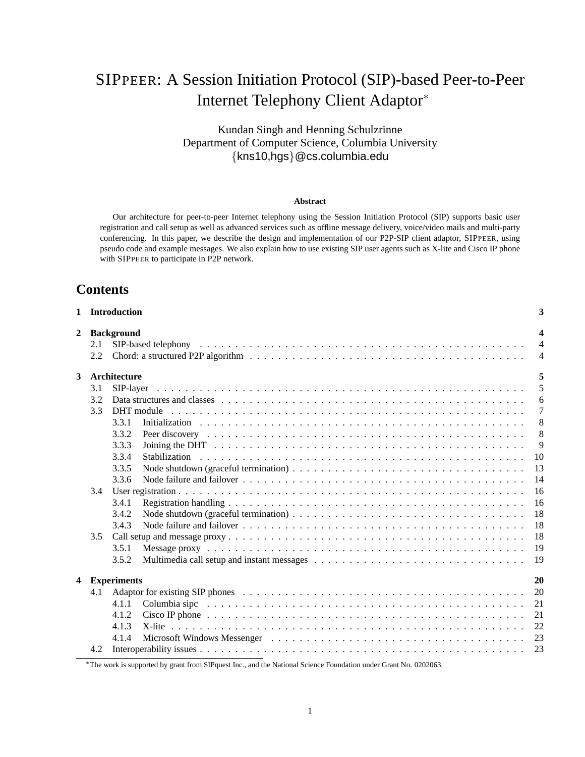# SIPPEER: A Session Initiation Protocol (SIP)-based Peer-to-Peer Internet Telephony Client Adaptor*

Kundan Singh and Henning Schulzrinne
Department of Computer Science, Columbia University
{kns10,hgs}@cs.columbia.edu

**Abstract**

Our architecture for peer-to-peer Internet telephony using the Session Initiation Protocol (SIP) supports basic user registration and call setup as well as advanced services such as offline message delivery, voice/video mails and multi-party conferencing. In this paper, we describe the design and implementation of our P2P-SIP client adaptor, SIPPEER, using pseudo code and example messages. We also explain how to use existing SIP user agents such as X-lite and Cisco IP phone with SIPPEER to participate in P2P network.

## Contents

- **1 Introduction** — 3
- **2 Background** — 4
  - 2.1 SIP-based telephony — 4
  - 2.2 Chord: a structured P2P algorithm — 4
- **3 Architecture** — 5
  - 3.1 SIP-layer — 5
  - 3.2 Data structures and classes — 6
  - 3.3 DHT module — 7
    - 3.3.1 Initialization — 8
    - 3.3.2 Peer discovery — 8
    - 3.3.3 Joining the DHT — 9
    - 3.3.4 Stabilization — 10
    - 3.3.5 Node shutdown (graceful termination) — 13
    - 3.3.6 Node failure and failover — 14
  - 3.4 User registration — 16
    - 3.4.1 Registration handling — 16
    - 3.4.2 Node shutdown (graceful termination) — 18
    - 3.4.3 Node failure and failover — 18
  - 3.5 Call setup and message proxy — 18
    - 3.5.1 Message proxy — 19
    - 3.5.2 Multimedia call setup and instant messages — 19
- **4 Experiments** — 20
  - 4.1 Adaptor for existing SIP phones — 20
    - 4.1.1 Columbia sipc — 21
    - 4.1.2 Cisco IP phone — 21
    - 4.1.3 X-lite — 22
    - 4.1.4 Microsoft Windows Messenger — 23
  - 4.2 Interoperability issues — 23

*The work is supported by grant from SIPquest Inc., and the National Science Foundation under Grant No. 0202063.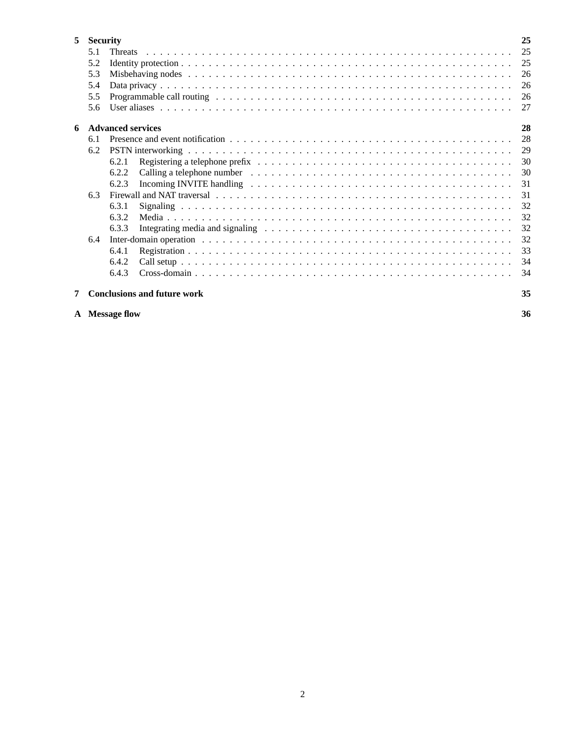**5 Security** **25**

- 5.1 Threats . . . 25
- 5.2 Identity protection . . . 25
- 5.3 Misbehaving nodes . . . 26
- 5.4 Data privacy . . . 26
- 5.5 Programmable call routing . . . 26
- 5.6 User aliases . . . 27

**6 Advanced services** **28**

- 6.1 Presence and event notification . . . 28
- 6.2 PSTN interworking . . . 29
  - 6.2.1 Registering a telephone prefix . . . 30
  - 6.2.2 Calling a telephone number . . . 30
  - 6.2.3 Incoming INVITE handling . . . 31
- 6.3 Firewall and NAT traversal . . . 31
  - 6.3.1 Signaling . . . 32
  - 6.3.2 Media . . . 32
  - 6.3.3 Integrating media and signaling . . . 32
- 6.4 Inter-domain operation . . . 32
  - 6.4.1 Registration . . . 33
  - 6.4.2 Call setup . . . 34
  - 6.4.3 Cross-domain . . . 34

**7 Conclusions and future work** **35**

**A Message flow** **36**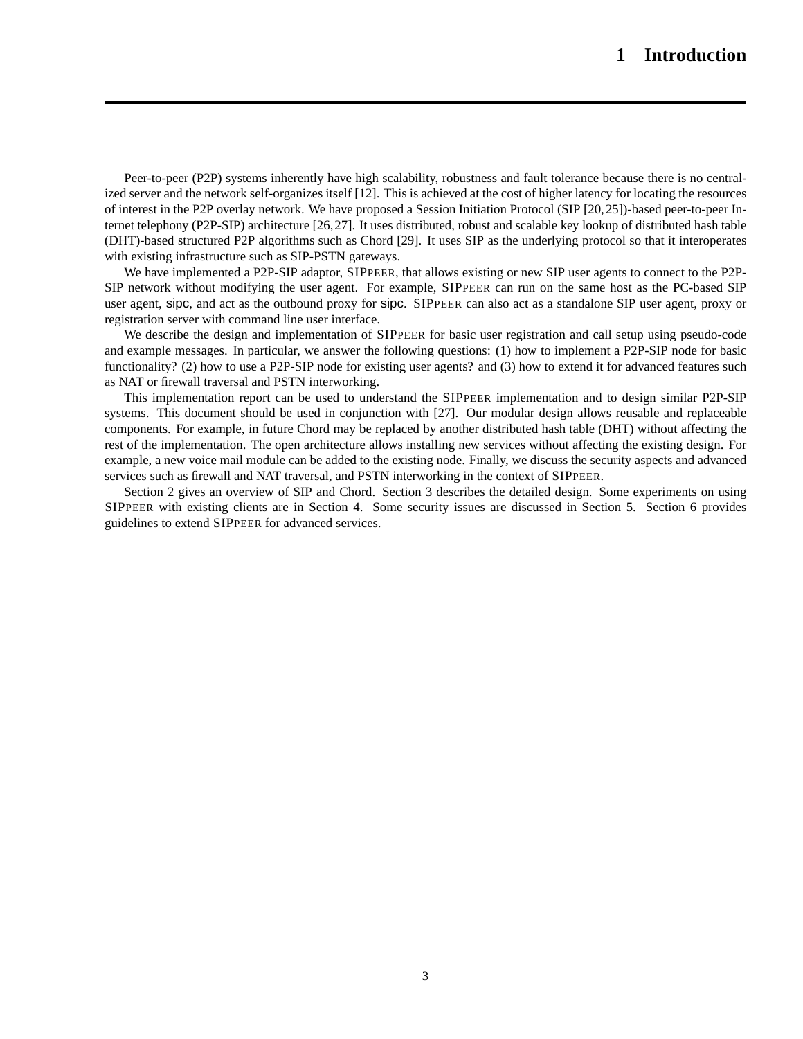# 1 Introduction

Peer-to-peer (P2P) systems inherently have high scalability, robustness and fault tolerance because there is no centralized server and the network self-organizes itself [12]. This is achieved at the cost of higher latency for locating the resources of interest in the P2P overlay network. We have proposed a Session Initiation Protocol (SIP [20, 25])-based peer-to-peer Internet telephony (P2P-SIP) architecture [26, 27]. It uses distributed, robust and scalable key lookup of distributed hash table (DHT)-based structured P2P algorithms such as Chord [29]. It uses SIP as the underlying protocol so that it interoperates with existing infrastructure such as SIP-PSTN gateways.

We have implemented a P2P-SIP adaptor, SIPPEER, that allows existing or new SIP user agents to connect to the P2P-SIP network without modifying the user agent. For example, SIPPEER can run on the same host as the PC-based SIP user agent, sipc, and act as the outbound proxy for sipc. SIPPEER can also act as a standalone SIP user agent, proxy or registration server with command line user interface.

We describe the design and implementation of SIPPEER for basic user registration and call setup using pseudo-code and example messages. In particular, we answer the following questions: (1) how to implement a P2P-SIP node for basic functionality? (2) how to use a P2P-SIP node for existing user agents? and (3) how to extend it for advanced features such as NAT or firewall traversal and PSTN interworking.

This implementation report can be used to understand the SIPPEER implementation and to design similar P2P-SIP systems. This document should be used in conjunction with [27]. Our modular design allows reusable and replaceable components. For example, in future Chord may be replaced by another distributed hash table (DHT) without affecting the rest of the implementation. The open architecture allows installing new services without affecting the existing design. For example, a new voice mail module can be added to the existing node. Finally, we discuss the security aspects and advanced services such as firewall and NAT traversal, and PSTN interworking in the context of SIPPEER.

Section 2 gives an overview of SIP and Chord. Section 3 describes the detailed design. Some experiments on using SIPPEER with existing clients are in Section 4. Some security issues are discussed in Section 5. Section 6 provides guidelines to extend SIPPEER for advanced services.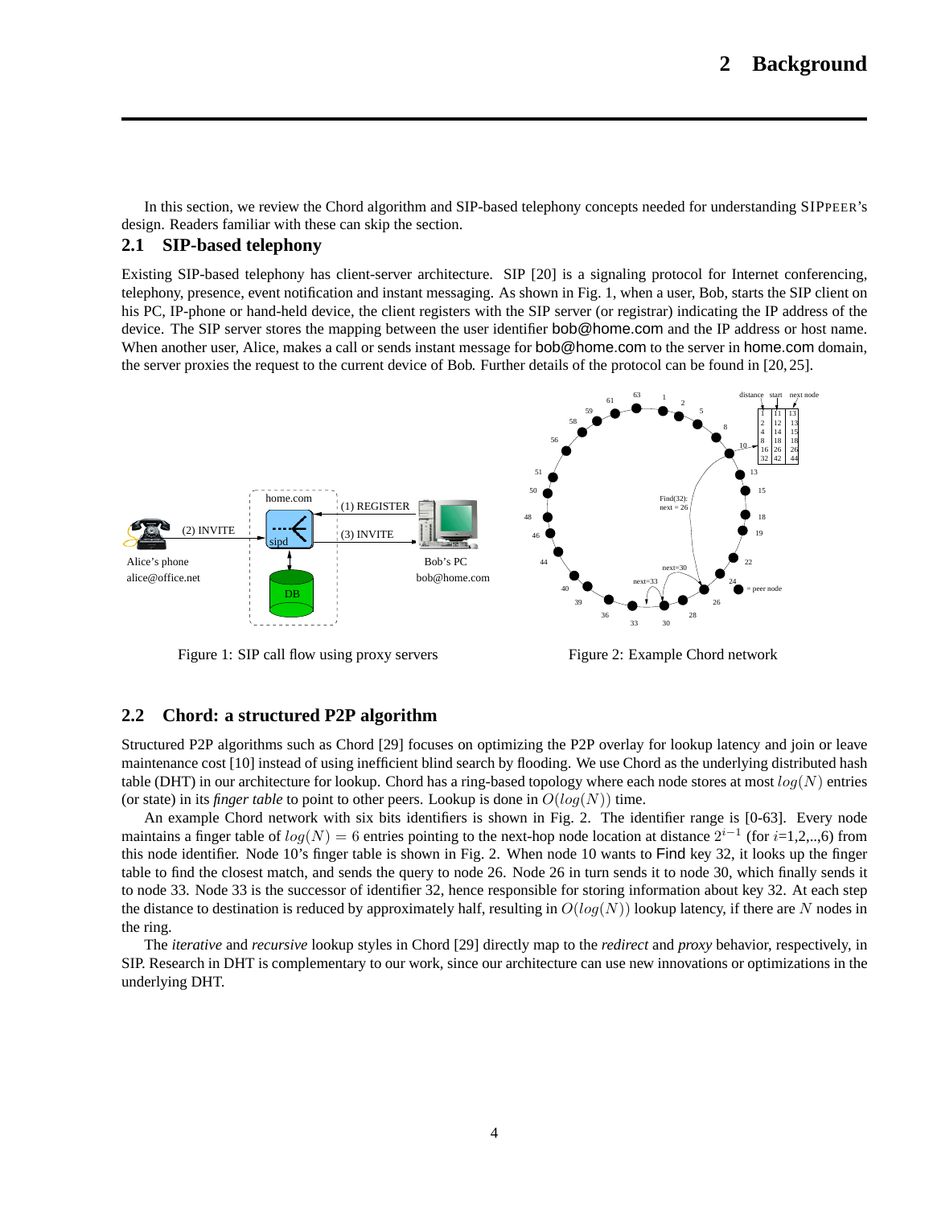# 2 Background

In this section, we review the Chord algorithm and SIP-based telephony concepts needed for understanding SIPPEER's design. Readers familiar with these can skip the section.

## 2.1 SIP-based telephony

Existing SIP-based telephony has client-server architecture. SIP [20] is a signaling protocol for Internet conferencing, telephony, presence, event notification and instant messaging. As shown in Fig. 1, when a user, Bob, starts the SIP client on his PC, IP-phone or hand-held device, the client registers with the SIP server (or registrar) indicating the IP address of the device. The SIP server stores the mapping between the user identifier bob@home.com and the IP address or host name. When another user, Alice, makes a call or sends instant message for bob@home.com to the server in home.com domain, the server proxies the request to the current device of Bob. Further details of the protocol can be found in [20, 25].

Figure 1: SIP call flow using proxy servers

Figure 2: Example Chord network

## 2.2 Chord: a structured P2P algorithm

Structured P2P algorithms such as Chord [29] focuses on optimizing the P2P overlay for lookup latency and join or leave maintenance cost [10] instead of using inefficient blind search by flooding. We use Chord as the underlying distributed hash table (DHT) in our architecture for lookup. Chord has a ring-based topology where each node stores at most $log(N)$ entries (or state) in its *finger table* to point to other peers. Lookup is done in $O(log(N))$ time.

An example Chord network with six bits identifiers is shown in Fig. 2. The identifier range is [0-63]. Every node maintains a finger table of $log(N) = 6$ entries pointing to the next-hop node location at distance $2^{i-1}$ (for $i$=1,2,..,6) from this node identifier. Node 10's finger table is shown in Fig. 2. When node 10 wants to Find key 32, it looks up the finger table to find the closest match, and sends the query to node 26. Node 26 in turn sends it to node 30, which finally sends it to node 33. Node 33 is the successor of identifier 32, hence responsible for storing information about key 32. At each step the distance to destination is reduced by approximately half, resulting in $O(log(N))$ lookup latency, if there are $N$ nodes in the ring.

The *iterative* and *recursive* lookup styles in Chord [29] directly map to the *redirect* and *proxy* behavior, respectively, in SIP. Research in DHT is complementary to our work, since our architecture can use new innovations or optimizations in the underlying DHT.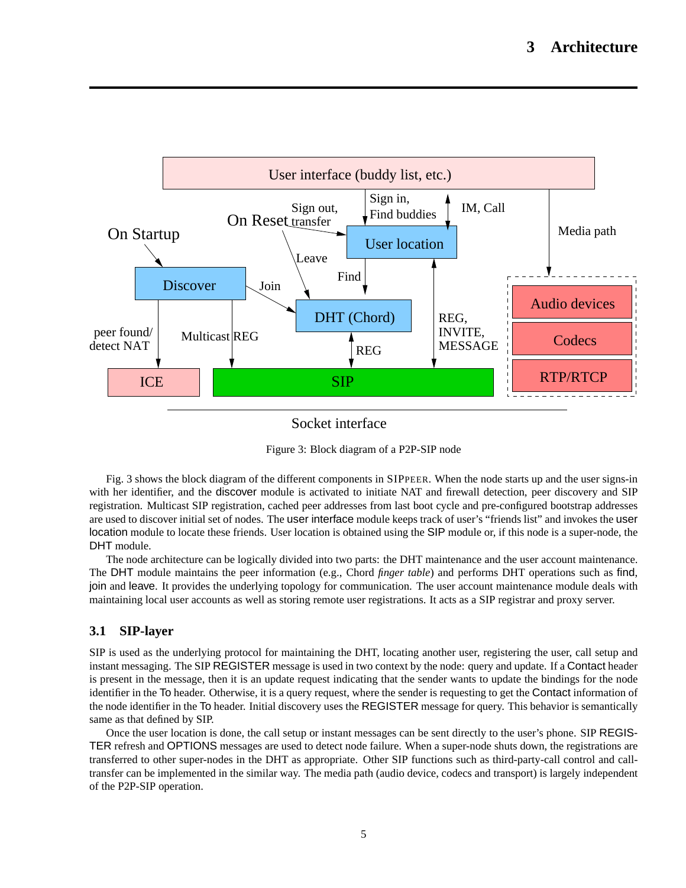Figure 3: Block diagram of a P2P-SIP node

Fig. 3 shows the block diagram of the different components in SIPPEER. When the node starts up and the user signs-in with her identifier, and the discover module is activated to initiate NAT and firewall detection, peer discovery and SIP registration. Multicast SIP registration, cached peer addresses from last boot cycle and pre-configured bootstrap addresses are used to discover initial set of nodes. The user interface module keeps track of user's "friends list" and invokes the user location module to locate these friends. User location is obtained using the SIP module or, if this node is a super-node, the DHT module.

The node architecture can be logically divided into two parts: the DHT maintenance and the user account maintenance. The DHT module maintains the peer information (e.g., Chord *finger table*) and performs DHT operations such as find, join and leave. It provides the underlying topology for communication. The user account maintenance module deals with maintaining local user accounts as well as storing remote user registrations. It acts as a SIP registrar and proxy server.

## 3.1 SIP-layer

SIP is used as the underlying protocol for maintaining the DHT, locating another user, registering the user, call setup and instant messaging. The SIP REGISTER message is used in two context by the node: query and update. If a Contact header is present in the message, then it is an update request indicating that the sender wants to update the bindings for the node identifier in the To header. Otherwise, it is a query request, where the sender is requesting to get the Contact information of the node identifier in the To header. Initial discovery uses the REGISTER message for query. This behavior is semantically same as that defined by SIP.

Once the user location is done, the call setup or instant messages can be sent directly to the user's phone. SIP REGISTER refresh and OPTIONS messages are used to detect node failure. When a super-node shuts down, the registrations are transferred to other super-nodes in the DHT as appropriate. Other SIP functions such as third-party-call control and call-transfer can be implemented in the similar way. The media path (audio device, codecs and transport) is largely independent of the P2P-SIP operation.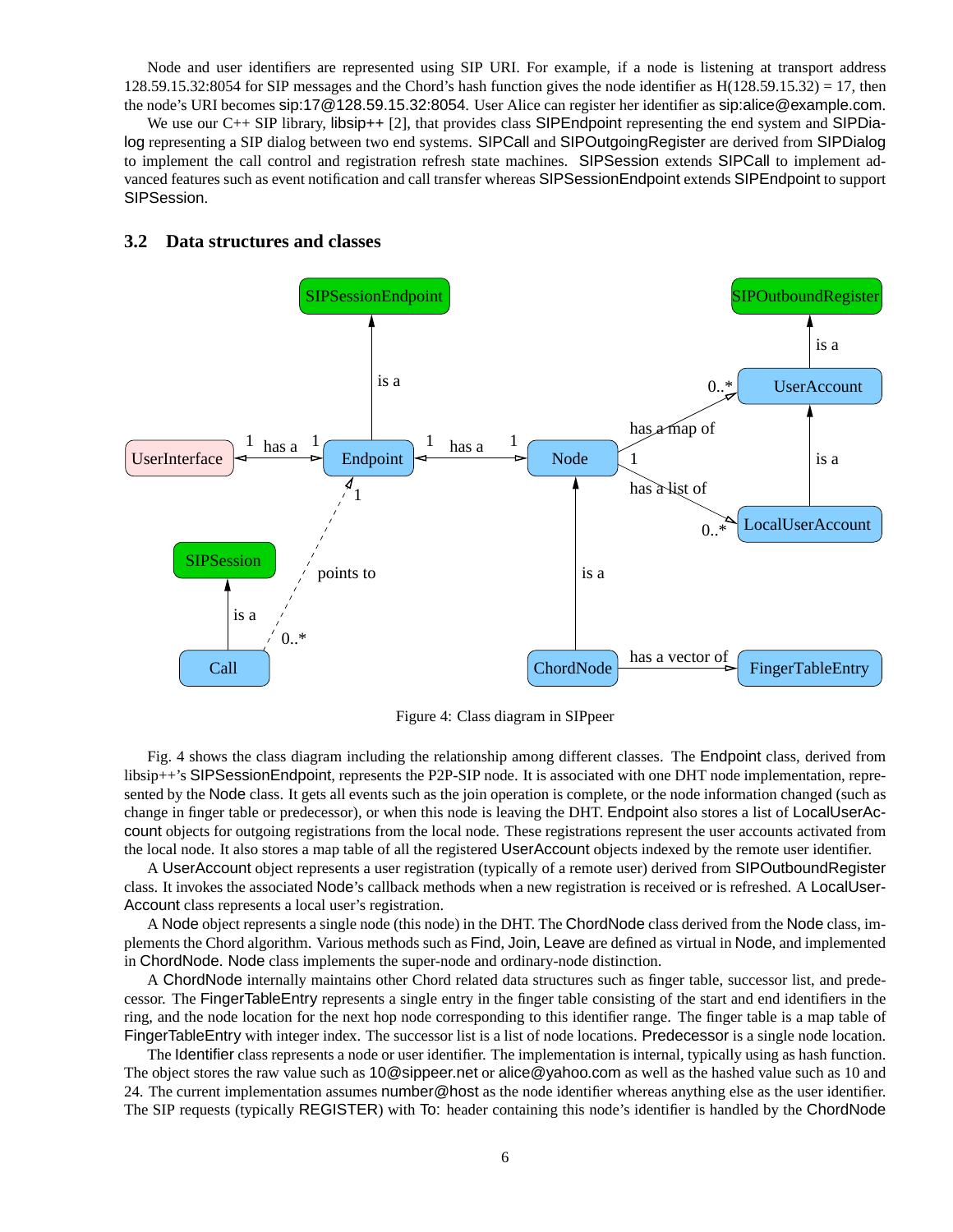Node and user identifiers are represented using SIP URI. For example, if a node is listening at transport address 128.59.15.32:8054 for SIP messages and the Chord's hash function gives the node identifier as H(128.59.15.32) = 17, then the node's URI becomes sip:17@128.59.15.32:8054. User Alice can register her identifier as sip:alice@example.com.

We use our C++ SIP library, libsip++ [2], that provides class SIPEndpoint representing the end system and SIPDialog representing a SIP dialog between two end systems. SIPCall and SIPOutgoingRegister are derived from SIPDialog to implement the call control and registration refresh state machines. SIPSession extends SIPCall to implement advanced features such as event notification and call transfer whereas SIPSessionEndpoint extends SIPEndpoint to support SIPSession.

### 3.2 Data structures and classes

Figure 4: Class diagram in SIPpeer

Fig. 4 shows the class diagram including the relationship among different classes. The Endpoint class, derived from libsip++'s SIPSessionEndpoint, represents the P2P-SIP node. It is associated with one DHT node implementation, represented by the Node class. It gets all events such as the join operation is complete, or the node information changed (such as change in finger table or predecessor), or when this node is leaving the DHT. Endpoint also stores a list of LocalUserAccount objects for outgoing registrations from the local node. These registrations represent the user accounts activated from the local node. It also stores a map table of all the registered UserAccount objects indexed by the remote user identifier.

A UserAccount object represents a user registration (typically of a remote user) derived from SIPOutboundRegister class. It invokes the associated Node's callback methods when a new registration is received or is refreshed. A LocalUserAccount class represents a local user's registration.

A Node object represents a single node (this node) in the DHT. The ChordNode class derived from the Node class, implements the Chord algorithm. Various methods such as Find, Join, Leave are defined as virtual in Node, and implemented in ChordNode. Node class implements the super-node and ordinary-node distinction.

A ChordNode internally maintains other Chord related data structures such as finger table, successor list, and predecessor. The FingerTableEntry represents a single entry in the finger table consisting of the start and end identifiers in the ring, and the node location for the next hop node corresponding to this identifier range. The finger table is a map table of FingerTableEntry with integer index. The successor list is a list of node locations. Predecessor is a single node location.

The Identifier class represents a node or user identifier. The implementation is internal, typically using as hash function. The object stores the raw value such as 10@sippeer.net or alice@yahoo.com as well as the hashed value such as 10 and 24. The current implementation assumes number@host as the node identifier whereas anything else as the user identifier. The SIP requests (typically REGISTER) with To: header containing this node's identifier is handled by the ChordNode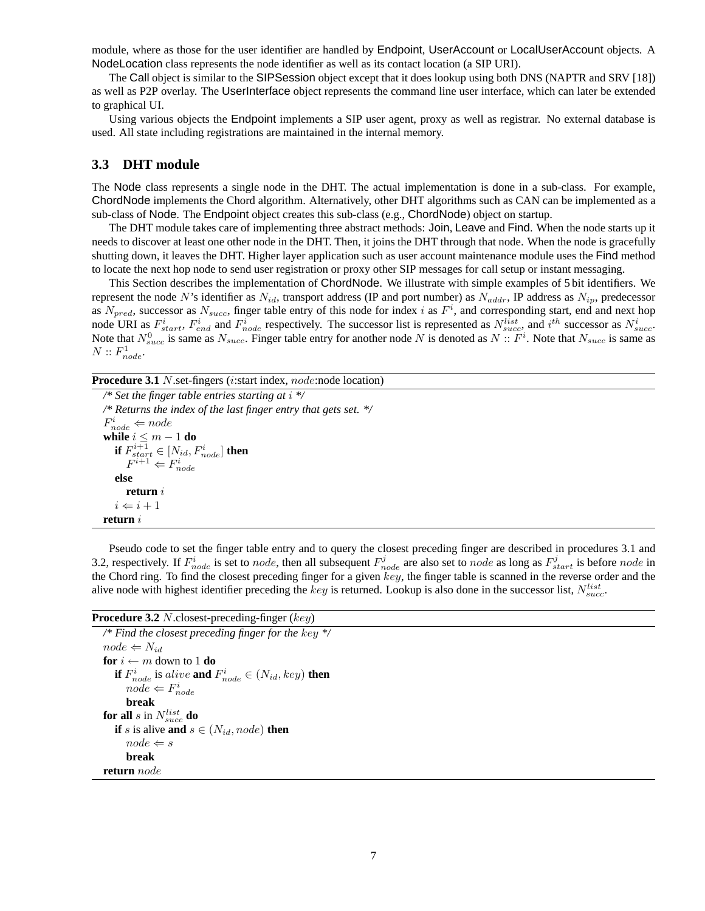module, where as those for the user identifier are handled by Endpoint, UserAccount or LocalUserAccount objects. A NodeLocation class represents the node identifier as well as its contact location (a SIP URI).

The Call object is similar to the SIPSession object except that it does lookup using both DNS (NAPTR and SRV [18]) as well as P2P overlay. The UserInterface object represents the command line user interface, which can later be extended to graphical UI.

Using various objects the Endpoint implements a SIP user agent, proxy as well as registrar. No external database is used. All state including registrations are maintained in the internal memory.

### 3.3 DHT module

The Node class represents a single node in the DHT. The actual implementation is done in a sub-class. For example, ChordNode implements the Chord algorithm. Alternatively, other DHT algorithms such as CAN can be implemented as a sub-class of Node. The Endpoint object creates this sub-class (e.g., ChordNode) object on startup.

The DHT module takes care of implementing three abstract methods: Join, Leave and Find. When the node starts up it needs to discover at least one other node in the DHT. Then, it joins the DHT through that node. When the node is gracefully shutting down, it leaves the DHT. Higher layer application such as user account maintenance module uses the Find method to locate the next hop node to send user registration or proxy other SIP messages for call setup or instant messaging.

This Section describes the implementation of ChordNode. We illustrate with simple examples of 5 bit identifiers. We represent the node $N$'s identifier as $N_{id}$, transport address (IP and port number) as $N_{addr}$, IP address as $N_{ip}$, predecessor as $N_{pred}$, successor as $N_{succ}$, finger table entry of this node for index $i$ as $F^i$, and corresponding start, end and next hop node URI as $F^i_{start}$, $F^i_{end}$ and $F^i_{node}$ respectively. The successor list is represented as $N^{list}_{succ}$, and $i^{th}$ successor as $N^i_{succ}$. Note that $N^0_{succ}$ is same as $N_{succ}$. Finger table entry for another node $N$ is denoted as $N :: F^i$. Note that $N_{succ}$ is same as $N :: F^1_{node}$.

**Procedure 3.1** $N$.set-fingers ($i$:start index, $node$:node location)

```
/* Set the finger table entries starting at i */
/* Returns the index of the last finger entry that gets set. */
F^i_node ⇐ node
while i ≤ m − 1 do
    if F^{i+1}_start ∈ [N_id, F^i_node] then
        F^{i+1} ⇐ F^i_node
    else
        return i
    i ⇐ i + 1
return i
```

Pseudo code to set the finger table entry and to query the closest preceding finger are described in procedures 3.1 and 3.2, respectively. If $F^i_{node}$ is set to $node$, then all subsequent $F^j_{node}$ are also set to $node$ as long as $F^j_{start}$ is before $node$ in the Chord ring. To find the closest preceding finger for a given $key$, the finger table is scanned in the reverse order and the alive node with highest identifier preceding the $key$ is returned. Lookup is also done in the successor list, $N^{list}_{succ}$.

**Procedure 3.2** $N$.closest-preceding-finger ($key$)

```
/* Find the closest preceding finger for the key */
node ⇐ N_id
for i ← m down to 1 do
    if F^i_node is alive and F^i_node ∈ (N_id, key) then
        node ⇐ F^i_node
        break
for all s in N^list_succ do
    if s is alive and s ∈ (N_id, node) then
        node ⇐ s
        break
return node
```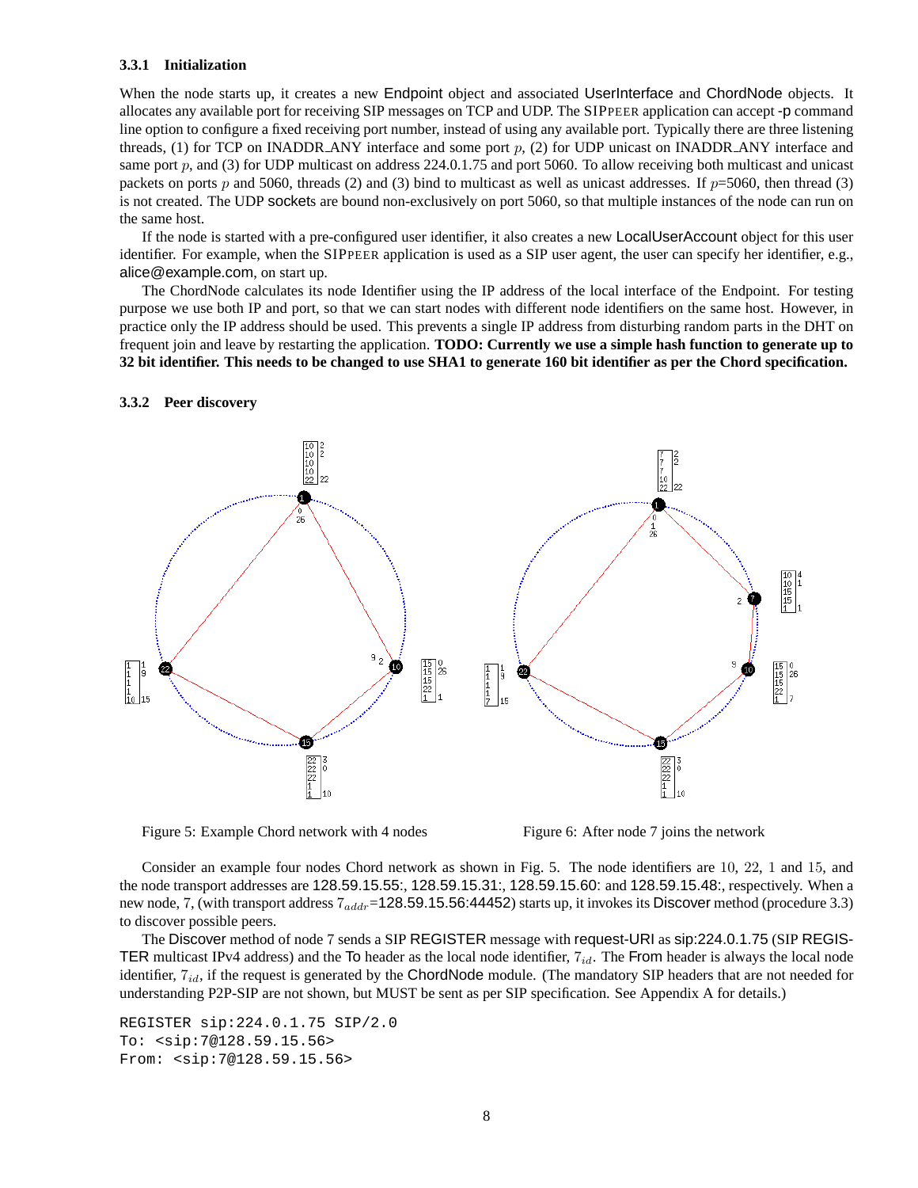#### 3.3.1 Initialization

When the node starts up, it creates a new Endpoint object and associated UserInterface and ChordNode objects. It allocates any available port for receiving SIP messages on TCP and UDP. The SIPPEER application can accept -p command line option to configure a fixed receiving port number, instead of using any available port. Typically there are three listening threads, (1) for TCP on INADDR_ANY interface and some port $p$, (2) for UDP unicast on INADDR_ANY interface and same port $p$, and (3) for UDP multicast on address 224.0.1.75 and port 5060. To allow receiving both multicast and unicast packets on ports $p$ and 5060, threads (2) and (3) bind to multicast as well as unicast addresses. If $p$=5060, then thread (3) is not created. The UDP sockets are bound non-exclusively on port 5060, so that multiple instances of the node can run on the same host.

If the node is started with a pre-configured user identifier, it also creates a new LocalUserAccount object for this user identifier. For example, when the SIPPEER application is used as a SIP user agent, the user can specify her identifier, e.g., alice@example.com, on start up.

The ChordNode calculates its node Identifier using the IP address of the local interface of the Endpoint. For testing purpose we use both IP and port, so that we can start nodes with different node identifiers on the same host. However, in practice only the IP address should be used. This prevents a single IP address from disturbing random parts in the DHT on frequent join and leave by restarting the application. **TODO: Currently we use a simple hash function to generate up to 32 bit identifier. This needs to be changed to use SHA1 to generate 160 bit identifier as per the Chord specification.**

#### 3.3.2 Peer discovery

Figure 5: Example Chord network with 4 nodes

Figure 6: After node 7 joins the network

Consider an example four nodes Chord network as shown in Fig. 5. The node identifiers are 10, 22, 1 and 15, and the node transport addresses are 128.59.15.55:, 128.59.15.31:, 128.59.15.60: and 128.59.15.48:, respectively. When a new node, 7, (with transport address $7_{addr}$=128.59.15.56:44452) starts up, it invokes its Discover method (procedure 3.3) to discover possible peers.

The Discover method of node 7 sends a SIP REGISTER message with request-URI as sip:224.0.1.75 (SIP REGISTER multicast IPv4 address) and the To header as the local node identifier, $7_{id}$. The From header is always the local node identifier, $7_{id}$, if the request is generated by the ChordNode module. (The mandatory SIP headers that are not needed for understanding P2P-SIP are not shown, but MUST be sent as per SIP specification. See Appendix A for details.)

```
REGISTER sip:224.0.1.75 SIP/2.0
To: <sip:7@128.59.15.56>
From: <sip:7@128.59.15.56>
```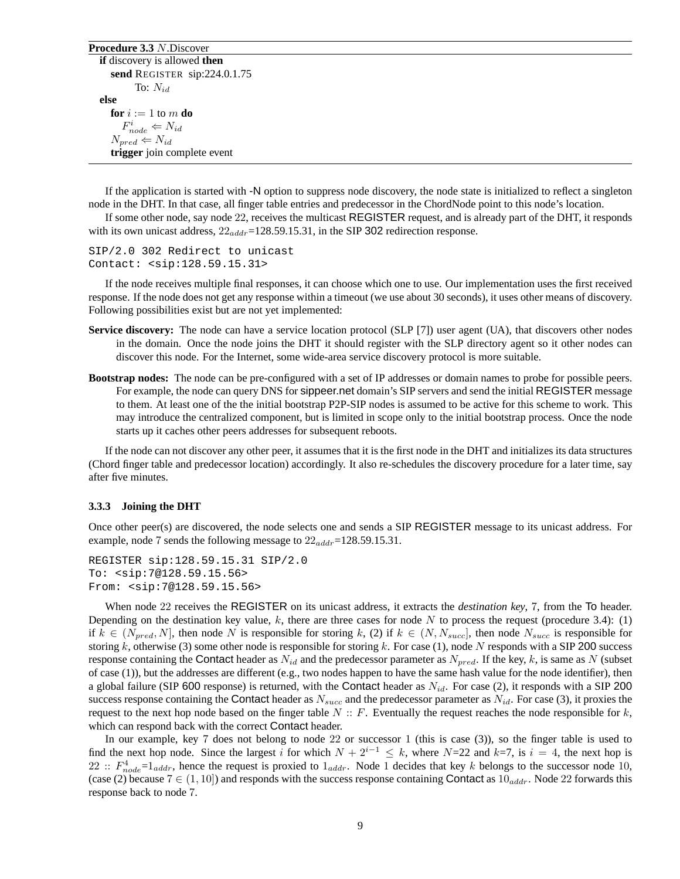**Procedure 3.3** $N$.Discover

```
if discovery is allowed then
    send REGISTER sip:224.0.1.75
        To: N_id
else
    for i := 1 to m do
        F^i_node ⇐ N_id
    N_pred ⇐ N_id
    trigger join complete event
```

If the application is started with -N option to suppress node discovery, the node state is initialized to reflect a singleton node in the DHT. In that case, all finger table entries and predecessor in the ChordNode point to this node's location.

If some other node, say node $22$, receives the multicast REGISTER request, and is already part of the DHT, it responds with its own unicast address, $22_{addr}$=128.59.15.31, in the SIP 302 redirection response.

```
SIP/2.0 302 Redirect to unicast
Contact: <sip:128.59.15.31>
```

If the node receives multiple final responses, it can choose which one to use. Our implementation uses the first received response. If the node does not get any response within a timeout (we use about 30 seconds), it uses other means of discovery. Following possibilities exist but are not yet implemented:

**Service discovery:** The node can have a service location protocol (SLP [7]) user agent (UA), that discovers other nodes in the domain. Once the node joins the DHT it should register with the SLP directory agent so it other nodes can discover this node. For the Internet, some wide-area service discovery protocol is more suitable.

**Bootstrap nodes:** The node can be pre-configured with a set of IP addresses or domain names to probe for possible peers. For example, the node can query DNS for sippeer.net domain's SIP servers and send the initial REGISTER message to them. At least one of the the initial bootstrap P2P-SIP nodes is assumed to be active for this scheme to work. This may introduce the centralized component, but is limited in scope only to the initial bootstrap process. Once the node starts up it caches other peers addresses for subsequent reboots.

If the node can not discover any other peer, it assumes that it is the first node in the DHT and initializes its data structures (Chord finger table and predecessor location) accordingly. It also re-schedules the discovery procedure for a later time, say after five minutes.

### 3.3.3 Joining the DHT

Once other peer(s) are discovered, the node selects one and sends a SIP REGISTER message to its unicast address. For example, node 7 sends the following message to $22_{addr}$=128.59.15.31.

```
REGISTER sip:128.59.15.31 SIP/2.0
To: <sip:7@128.59.15.56>
From: <sip:7@128.59.15.56>
```

When node $22$ receives the REGISTER on its unicast address, it extracts the *destination key*, $7$, from the To header. Depending on the destination key value, $k$, there are three cases for node $N$ to process the request (procedure 3.4): (1) if $k \in (N_{pred}, N]$, then node $N$ is responsible for storing $k$, (2) if $k \in (N, N_{succ}]$, then node $N_{succ}$ is responsible for storing $k$, otherwise (3) some other node is responsible for storing $k$. For case (1), node $N$ responds with a SIP 200 success response containing the Contact header as $N_{id}$ and the predecessor parameter as $N_{pred}$. If the key, $k$, is same as $N$ (subset of case (1)), but the addresses are different (e.g., two nodes happen to have the same hash value for the node identifier), then a global failure (SIP 600 response) is returned, with the Contact header as $N_{id}$. For case (2), it responds with a SIP 200 success response containing the Contact header as $N_{succ}$ and the predecessor parameter as $N_{id}$. For case (3), it proxies the request to the next hop node based on the finger table $N :: F$. Eventually the request reaches the node responsible for $k$, which can respond back with the correct Contact header.

In our example, key $7$ does not belong to node $22$ or successor $1$ (this is case (3)), so the finger table is used to find the next hop node. Since the largest $i$ for which $N + 2^{i-1} \leq k$, where $N$=22 and $k$=7, is $i = 4$, the next hop is $22 :: F^4_{node}$=$1_{addr}$, hence the request is proxied to $1_{addr}$. Node 1 decides that key $k$ belongs to the successor node $10$, (case (2) because $7 \in (1, 10]$) and responds with the success response containing Contact as $10_{addr}$. Node $22$ forwards this response back to node $7$.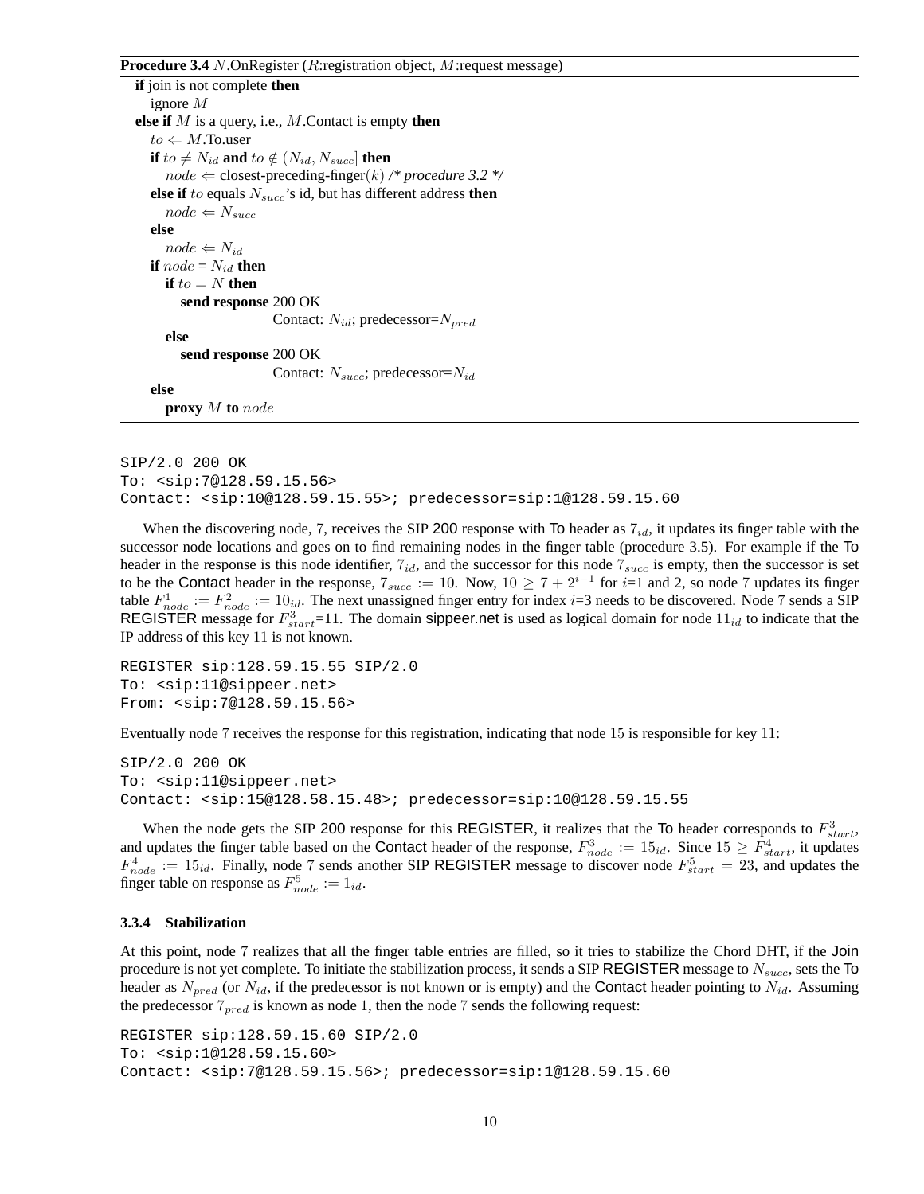**Procedure 3.4** $N$.OnRegister ($R$:registration object, $M$:request message)

**if** join is not complete **then**
  ignore $M$
**else if** $M$ is a query, i.e., $M$.Contact is empty **then**
  $to \Leftarrow M$.To.user
  **if** $to \neq N_{id}$ **and** $to \notin (N_{id}, N_{succ}]$ **then**
    $node \Leftarrow$ closest-preceding-finger($k$) */\* procedure 3.2 \*/*
  **else if** $to$ equals $N_{succ}$'s id, but has different address **then**
    $node \Leftarrow N_{succ}$
  **else**
    $node \Leftarrow N_{id}$
  **if** $node = N_{id}$ **then**
    **if** $to = N$ **then**
      **send response** 200 OK
        Contact: $N_{id}$; predecessor=$N_{pred}$
    **else**
      **send response** 200 OK
        Contact: $N_{succ}$; predecessor=$N_{id}$
  **else**
    **proxy** $M$ **to** $node$

```
SIP/2.0 200 OK
To: <sip:7@128.59.15.56>
Contact: <sip:10@128.59.15.55>; predecessor=sip:1@128.59.15.60
```

When the discovering node, 7, receives the SIP 200 response with To header as $7_{id}$, it updates its finger table with the successor node locations and goes on to find remaining nodes in the finger table (procedure 3.5). For example if the To header in the response is this node identifier, $7_{id}$, and the successor for this node $7_{succ}$ is empty, then the successor is set to be the Contact header in the response, $7_{succ} := 10$. Now, $10 \geq 7 + 2^{i-1}$ for $i$=1 and 2, so node 7 updates its finger table $F^1_{node} := F^2_{node} := 10_{id}$. The next unassigned finger entry for index $i$=3 needs to be discovered. Node 7 sends a SIP REGISTER message for $F^3_{start}$=11. The domain sippeer.net is used as logical domain for node $11_{id}$ to indicate that the IP address of this key 11 is not known.

```
REGISTER sip:128.59.15.55 SIP/2.0
To: <sip:11@sippeer.net>
From: <sip:7@128.59.15.56>
```

Eventually node 7 receives the response for this registration, indicating that node 15 is responsible for key 11:

```
SIP/2.0 200 OK
To: <sip:11@sippeer.net>
Contact: <sip:15@128.58.15.48>; predecessor=sip:10@128.59.15.55
```

When the node gets the SIP 200 response for this REGISTER, it realizes that the To header corresponds to $F^3_{start}$, and updates the finger table based on the Contact header of the response, $F^3_{node} := 15_{id}$. Since $15 \geq F^4_{start}$, it updates $F^4_{node} := 15_{id}$. Finally, node 7 sends another SIP REGISTER message to discover node $F^5_{start} = 23$, and updates the finger table on response as $F^5_{node} := 1_{id}$.

### 3.3.4 Stabilization

At this point, node 7 realizes that all the finger table entries are filled, so it tries to stabilize the Chord DHT, if the Join procedure is not yet complete. To initiate the stabilization process, it sends a SIP REGISTER message to $N_{succ}$, sets the To header as $N_{pred}$ (or $N_{id}$, if the predecessor is not known or is empty) and the Contact header pointing to $N_{id}$. Assuming the predecessor $7_{pred}$ is known as node 1, then the node 7 sends the following request:

```
REGISTER sip:128.59.15.60 SIP/2.0
To: <sip:1@128.59.15.60>
Contact: <sip:7@128.59.15.56>; predecessor=sip:1@128.59.15.60
```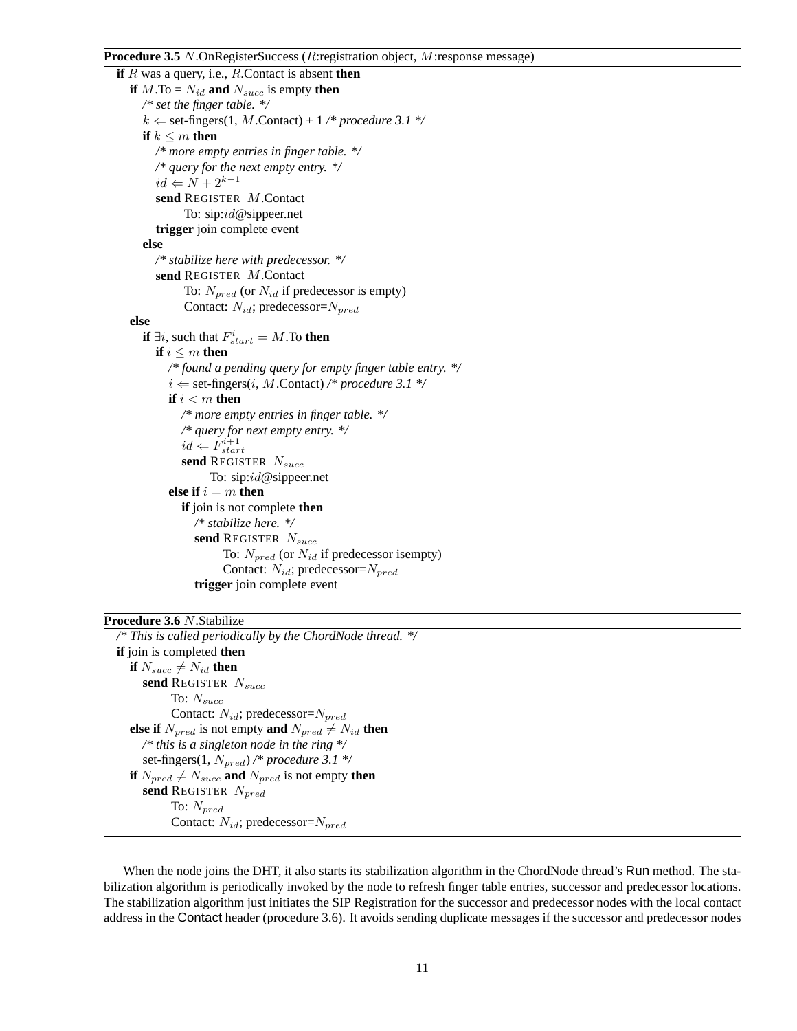**Procedure 3.5** $N$.OnRegisterSuccess ($R$:registration object, $M$:response message)

```
if R was a query, i.e., R.Contact is absent then
  if M.To = N_id and N_succ is empty then
    /* set the finger table. */
    k ⇐ set-fingers(1, M.Contact) + 1 /* procedure 3.1 */
    if k ≤ m then
      /* more empty entries in finger table. */
      /* query for the next empty entry. */
      id ⇐ N + 2^(k−1)
      send REGISTER M.Contact
          To: sip:id@sippeer.net
      trigger join complete event
    else
      /* stabilize here with predecessor. */
      send REGISTER M.Contact
          To: N_pred (or N_id if predecessor is empty)
          Contact: N_id; predecessor=N_pred
  else
    if ∃i, such that F^i_start = M.To then
      if i ≤ m then
        /* found a pending query for empty finger table entry. */
        i ⇐ set-fingers(i, M.Contact) /* procedure 3.1 */
        if i < m then
          /* more empty entries in finger table. */
          /* query for next empty entry. */
          id ⇐ F^(i+1)_start
          send REGISTER N_succ
              To: sip:id@sippeer.net
        else if i = m then
          if join is not complete then
            /* stabilize here. */
            send REGISTER N_succ
                To: N_pred (or N_id if predecessor isempty)
                Contact: N_id; predecessor=N_pred
            trigger join complete event
```

**Procedure 3.6** $N$.Stabilize

```
/* This is called periodically by the ChordNode thread. */
if join is completed then
  if N_succ ≠ N_id then
    send REGISTER N_succ
        To: N_succ
        Contact: N_id; predecessor=N_pred
  else if N_pred is not empty and N_pred ≠ N_id then
    /* this is a singleton node in the ring */
    set-fingers(1, N_pred) /* procedure 3.1 */
  if N_pred ≠ N_succ and N_pred is not empty then
    send REGISTER N_pred
        To: N_pred
        Contact: N_id; predecessor=N_pred
```

When the node joins the DHT, it also starts its stabilization algorithm in the ChordNode thread's Run method. The stabilization algorithm is periodically invoked by the node to refresh finger table entries, successor and predecessor locations. The stabilization algorithm just initiates the SIP Registration for the successor and predecessor nodes with the local contact address in the Contact header (procedure 3.6). It avoids sending duplicate messages if the successor and predecessor nodes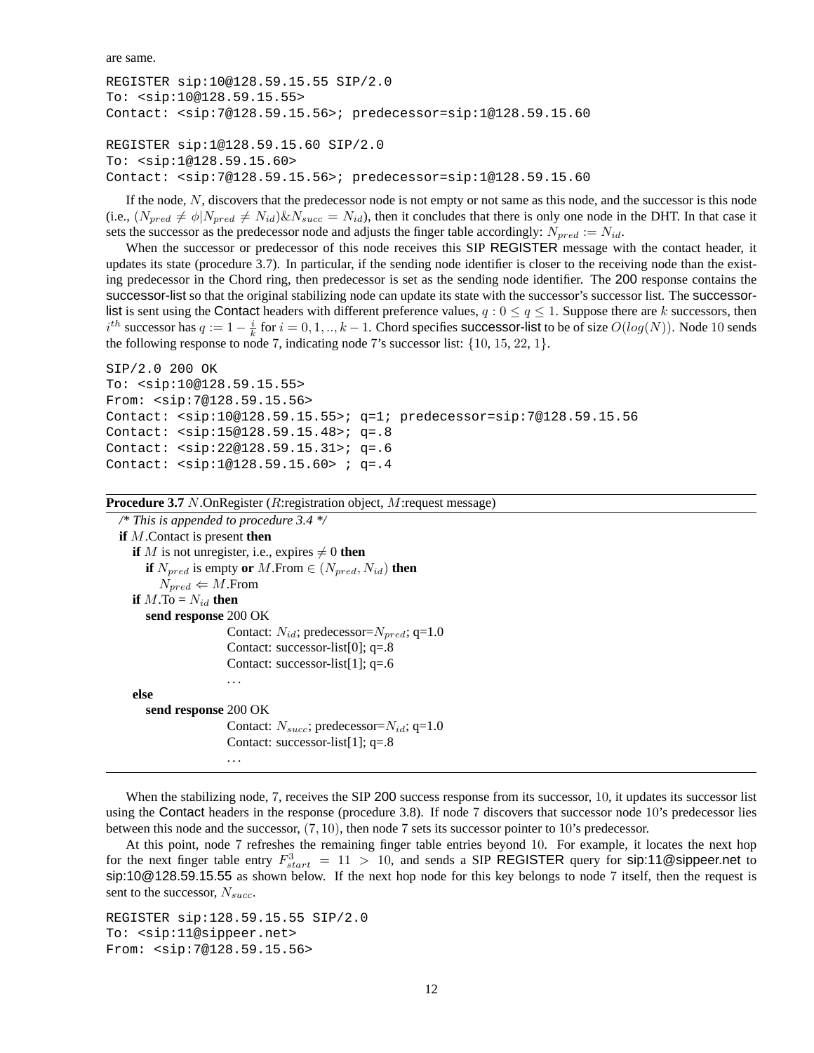are same.

```
REGISTER sip:10@128.59.15.55 SIP/2.0
To: <sip:10@128.59.15.55>
Contact: <sip:7@128.59.15.56>; predecessor=sip:1@128.59.15.60
```

```
REGISTER sip:1@128.59.15.60 SIP/2.0
To: <sip:1@128.59.15.60>
Contact: <sip:7@128.59.15.56>; predecessor=sip:1@128.59.15.60
```

If the node, $N$, discovers that the predecessor node is not empty or not same as this node, and the successor is this node (i.e., $(N_{pred} \neq \phi | N_{pred} \neq N_{id}) \& N_{succ} = N_{id}$), then it concludes that there is only one node in the DHT. In that case it sets the successor as the predecessor node and adjusts the finger table accordingly: $N_{pred} := N_{id}$.

When the successor or predecessor of this node receives this SIP REGISTER message with the contact header, it updates its state (procedure 3.7). In particular, if the sending node identifier is closer to the receiving node than the existing predecessor in the Chord ring, then predecessor is set as the sending node identifier. The 200 response contains the successor-list so that the original stabilizing node can update its state with the successor's successor list. The successor-list is sent using the Contact headers with different preference values, $q : 0 \leq q \leq 1$. Suppose there are $k$ successors, then $i^{th}$ successor has $q := 1 - \frac{i}{k}$ for $i = 0, 1, .., k-1$. Chord specifies successor-list to be of size $O(log(N))$. Node 10 sends the following response to node 7, indicating node 7's successor list: $\{10, 15, 22, 1\}$.

```
SIP/2.0 200 OK
To: <sip:10@128.59.15.55>
From: <sip:7@128.59.15.56>
Contact: <sip:10@128.59.15.55>; q=1; predecessor=sip:7@128.59.15.56
Contact: <sip:15@128.59.15.48>; q=.8
Contact: <sip:22@128.59.15.31>; q=.6
Contact: <sip:1@128.59.15.60> ; q=.4
```

**Procedure 3.7** $N$.OnRegister ($R$:registration object, $M$:request message)

```
/* This is appended to procedure 3.4 */
if M.Contact is present then
   if M is not unregister, i.e., expires ≠ 0 then
      if N_pred is empty or M.From ∈ (N_pred, N_id) then
         N_pred ⇐ M.From
   if M.To = N_id then
      send response 200 OK
                    Contact: N_id; predecessor=N_pred; q=1.0
                    Contact: successor-list[0]; q=.8
                    Contact: successor-list[1]; q=.6
                    ...
   else
      send response 200 OK
                    Contact: N_succ; predecessor=N_id; q=1.0
                    Contact: successor-list[1]; q=.8
                    ...
```

When the stabilizing node, 7, receives the SIP 200 success response from its successor, 10, it updates its successor list using the Contact headers in the response (procedure 3.8). If node 7 discovers that successor node 10's predecessor lies between this node and the successor, $(7, 10)$, then node 7 sets its successor pointer to 10's predecessor.

At this point, node 7 refreshes the remaining finger table entries beyond 10. For example, it locates the next hop for the next finger table entry $F^3_{start} = 11 > 10$, and sends a SIP REGISTER query for sip:11@sippeer.net to sip:10@128.59.15.55 as shown below. If the next hop node for this key belongs to node 7 itself, then the request is sent to the successor, $N_{succ}$.

```
REGISTER sip:128.59.15.55 SIP/2.0
To: <sip:11@sippeer.net>
From: <sip:7@128.59.15.56>
```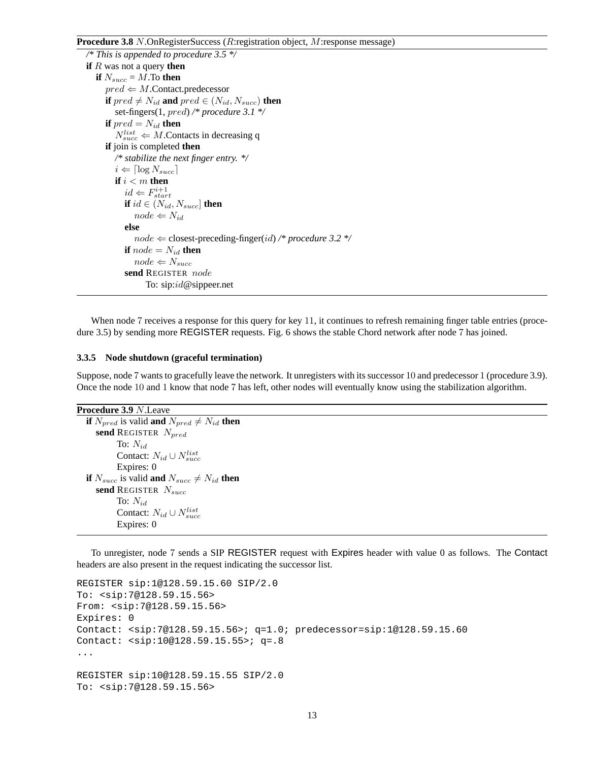**Procedure 3.8** $N$.OnRegisterSuccess ($R$:registration object, $M$:response message)

```
/* This is appended to procedure 3.5 */
if R was not a query then
  if N_succ = M.To then
    pred ⇐ M.Contact.predecessor
    if pred ≠ N_id and pred ∈ (N_id, N_succ) then
      set-fingers(1, pred) /* procedure 3.1 */
    if pred = N_id then
      N_succ^list ⇐ M.Contacts in decreasing q
    if join is completed then
      /* stabilize the next finger entry. */
      i ⇐ ⌈log N_succ⌉
      if i < m then
        id ⇐ F_start^{i+1}
        if id ∈ (N_id, N_succ] then
          node ⇐ N_id
        else
          node ⇐ closest-preceding-finger(id) /* procedure 3.2 */
        if node = N_id then
          node ⇐ N_succ
        send REGISTER node
            To: sip:id@sippeer.net
```

When node 7 receives a response for this query for key 11, it continues to refresh remaining finger table entries (procedure 3.5) by sending more REGISTER requests. Fig. 6 shows the stable Chord network after node 7 has joined.

### 3.3.5 Node shutdown (graceful termination)

Suppose, node 7 wants to gracefully leave the network. It unregisters with its successor 10 and predecessor 1 (procedure 3.9). Once the node 10 and 1 know that node 7 has left, other nodes will eventually know using the stabilization algorithm.

**Procedure 3.9** $N$.Leave

```
if N_pred is valid and N_pred ≠ N_id then
  send REGISTER N_pred
      To: N_id
      Contact: N_id ∪ N_succ^list
      Expires: 0
if N_succ is valid and N_succ ≠ N_id then
  send REGISTER N_succ
      To: N_id
      Contact: N_id ∪ N_succ^list
      Expires: 0
```

To unregister, node 7 sends a SIP REGISTER request with Expires header with value 0 as follows. The Contact headers are also present in the request indicating the successor list.

```
REGISTER sip:1@128.59.15.60 SIP/2.0
To: <sip:7@128.59.15.56>
From: <sip:7@128.59.15.56>
Expires: 0
Contact: <sip:7@128.59.15.56>; q=1.0; predecessor=sip:1@128.59.15.60
Contact: <sip:10@128.59.15.55>; q=.8
...

REGISTER sip:10@128.59.15.55 SIP/2.0
To: <sip:7@128.59.15.56>
```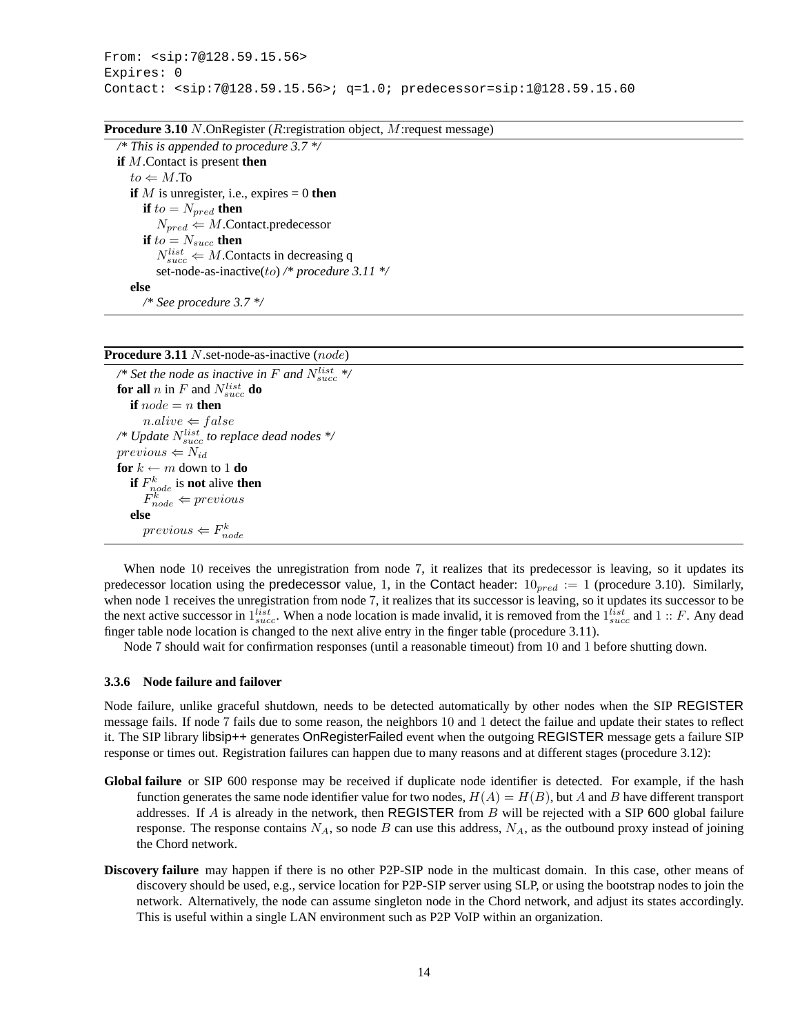```
From: <sip:7@128.59.15.56>
Expires: 0
Contact: <sip:7@128.59.15.56>; q=1.0; predecessor=sip:1@128.59.15.60
```

**Procedure 3.10** $N$.OnRegister ($R$:registration object, $M$:request message)

```
/* This is appended to procedure 3.7 */
if M.Contact is present then
    to ⇐ M.To
    if M is unregister, i.e., expires = 0 then
        if to = N_pred then
            N_pred ⇐ M.Contact.predecessor
        if to = N_succ then
            N_succ^list ⇐ M.Contacts in decreasing q
            set-node-as-inactive(to) /* procedure 3.11 */
    else
        /* See procedure 3.7 */
```

**Procedure 3.11** $N$.set-node-as-inactive ($node$)

```
/* Set the node as inactive in F and N_succ^list */
for all n in F and N_succ^list do
    if node = n then
        n.alive ⇐ false
/* Update N_succ^list to replace dead nodes */
previous ⇐ N_id
for k ← m down to 1 do
    if F_node^k is not alive then
        F_node^k ⇐ previous
    else
        previous ⇐ F_node^k
```

When node 10 receives the unregistration from node 7, it realizes that its predecessor is leaving, so it updates its predecessor location using the predecessor value, 1, in the Contact header: $10_{pred} := 1$ (procedure 3.10). Similarly, when node 1 receives the unregistration from node 7, it realizes that its successor is leaving, so it updates its successor to be the next active successor in $1^{list}_{succ}$. When a node location is made invalid, it is removed from the $1^{list}_{succ}$ and $1 :: F$. Any dead finger table node location is changed to the next alive entry in the finger table (procedure 3.11).

Node 7 should wait for confirmation responses (until a reasonable timeout) from 10 and 1 before shutting down.

### 3.3.6 Node failure and failover

Node failure, unlike graceful shutdown, needs to be detected automatically by other nodes when the SIP REGISTER message fails. If node 7 fails due to some reason, the neighbors 10 and 1 detect the failue and update their states to reflect it. The SIP library libsip++ generates OnRegisterFailed event when the outgoing REGISTER message gets a failure SIP response or times out. Registration failures can happen due to many reasons and at different stages (procedure 3.12):

**Global failure** or SIP 600 response may be received if duplicate node identifier is detected. For example, if the hash function generates the same node identifier value for two nodes, $H(A) = H(B)$, but $A$ and $B$ have different transport addresses. If $A$ is already in the network, then REGISTER from $B$ will be rejected with a SIP 600 global failure response. The response contains $N_A$, so node $B$ can use this address, $N_A$, as the outbound proxy instead of joining the Chord network.

**Discovery failure** may happen if there is no other P2P-SIP node in the multicast domain. In this case, other means of discovery should be used, e.g., service location for P2P-SIP server using SLP, or using the bootstrap nodes to join the network. Alternatively, the node can assume singleton node in the Chord network, and adjust its states accordingly. This is useful within a single LAN environment such as P2P VoIP within an organization.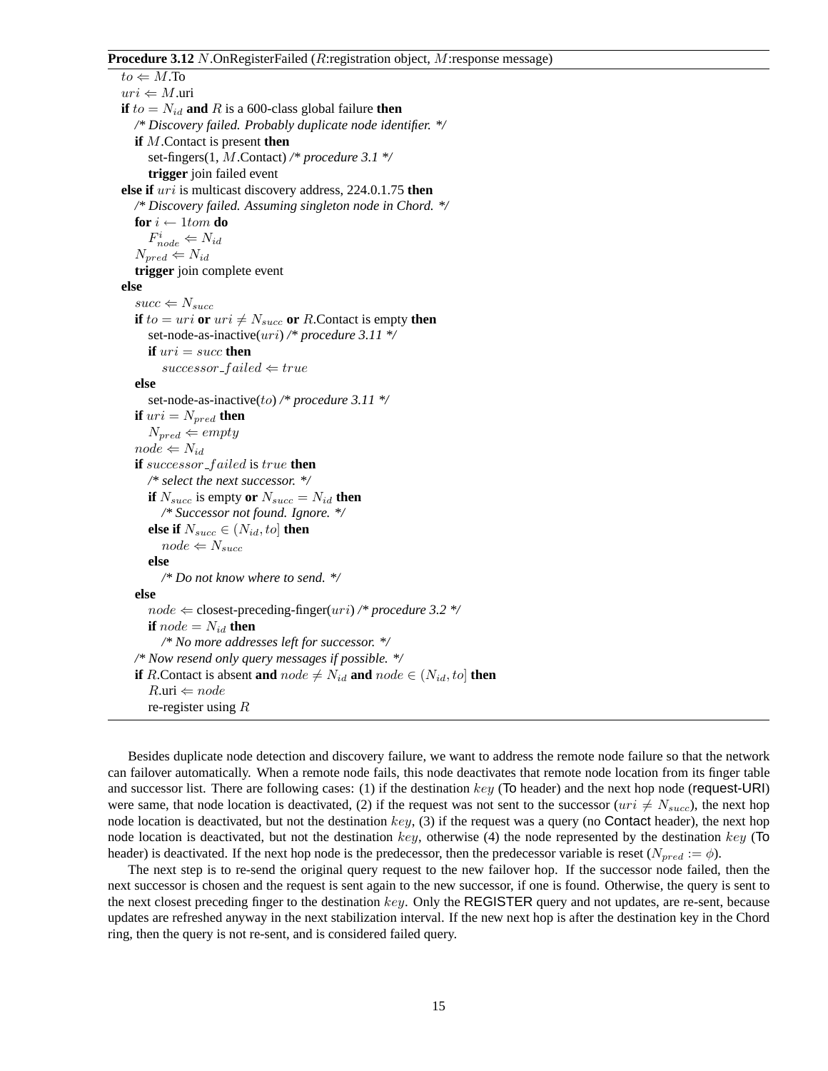**Procedure 3.12** $N$.OnRegisterFailed ($R$:registration object, $M$:response message)

$to \Leftarrow M$.To
$uri \Leftarrow M$.uri
**if** $to = N_{id}$ **and** $R$ is a 600-class global failure **then**
  */\* Discovery failed. Probably duplicate node identifier. \*/*
  **if** $M$.Contact is present **then**
    set-fingers(1, $M$.Contact) */\* procedure 3.1 \*/*
    **trigger** join failed event
**else if** $uri$ is multicast discovery address, 224.0.1.75 **then**
  */\* Discovery failed. Assuming singleton node in Chord. \*/*
  **for** $i \leftarrow 1 to m$ **do**
    $F^i_{node} \Leftarrow N_{id}$
  $N_{pred} \Leftarrow N_{id}$
  **trigger** join complete event
**else**
  $succ \Leftarrow N_{succ}$
  **if** $to = uri$ **or** $uri \neq N_{succ}$ **or** $R$.Contact is empty **then**
    set-node-as-inactive($uri$) */\* procedure 3.11 \*/*
    **if** $uri = succ$ **then**
      $successor\_failed \Leftarrow true$
  **else**
    set-node-as-inactive($to$) */\* procedure 3.11 \*/*
  **if** $uri = N_{pred}$ **then**
    $N_{pred} \Leftarrow empty$
  $node \Leftarrow N_{id}$
  **if** $successor\_failed$ is $true$ **then**
    */\* select the next successor. \*/*
    **if** $N_{succ}$ is empty **or** $N_{succ} = N_{id}$ **then**
      */\* Successor not found. Ignore. \*/*
    **else if** $N_{succ} \in (N_{id}, to]$ **then**
      $node \Leftarrow N_{succ}$
    **else**
      */\* Do not know where to send. \*/*
  **else**
    $node \Leftarrow$ closest-preceding-finger($uri$) */\* procedure 3.2 \*/*
    **if** $node = N_{id}$ **then**
      */\* No more addresses left for successor. \*/*
  */\* Now resend only query messages if possible. \*/*
  **if** $R$.Contact is absent **and** $node \neq N_{id}$ **and** $node \in (N_{id}, to]$ **then**
    $R$.uri $\Leftarrow node$
    re-register using $R$

Besides duplicate node detection and discovery failure, we want to address the remote node failure so that the network can failover automatically. When a remote node fails, this node deactivates that remote node location from its finger table and successor list. There are following cases: (1) if the destination $key$ (To header) and the next hop node (request-URI) were same, that node location is deactivated, (2) if the request was not sent to the successor ($uri \neq N_{succ}$), the next hop node location is deactivated, but not the destination $key$, (3) if the request was a query (no Contact header), the next hop node location is deactivated, but not the destination $key$, otherwise (4) the node represented by the destination $key$ (To header) is deactivated. If the next hop node is the predecessor, then the predecessor variable is reset ($N_{pred} := \phi$).

The next step is to re-send the original query request to the new failover hop. If the successor node failed, then the next successor is chosen and the request is sent again to the new successor, if one is found. Otherwise, the query is sent to the next closest preceding finger to the destination $key$. Only the REGISTER query and not updates, are re-sent, because updates are refreshed anyway in the next stabilization interval. If the new next hop is after the destination key in the Chord ring, then the query is not re-sent, and is considered failed query.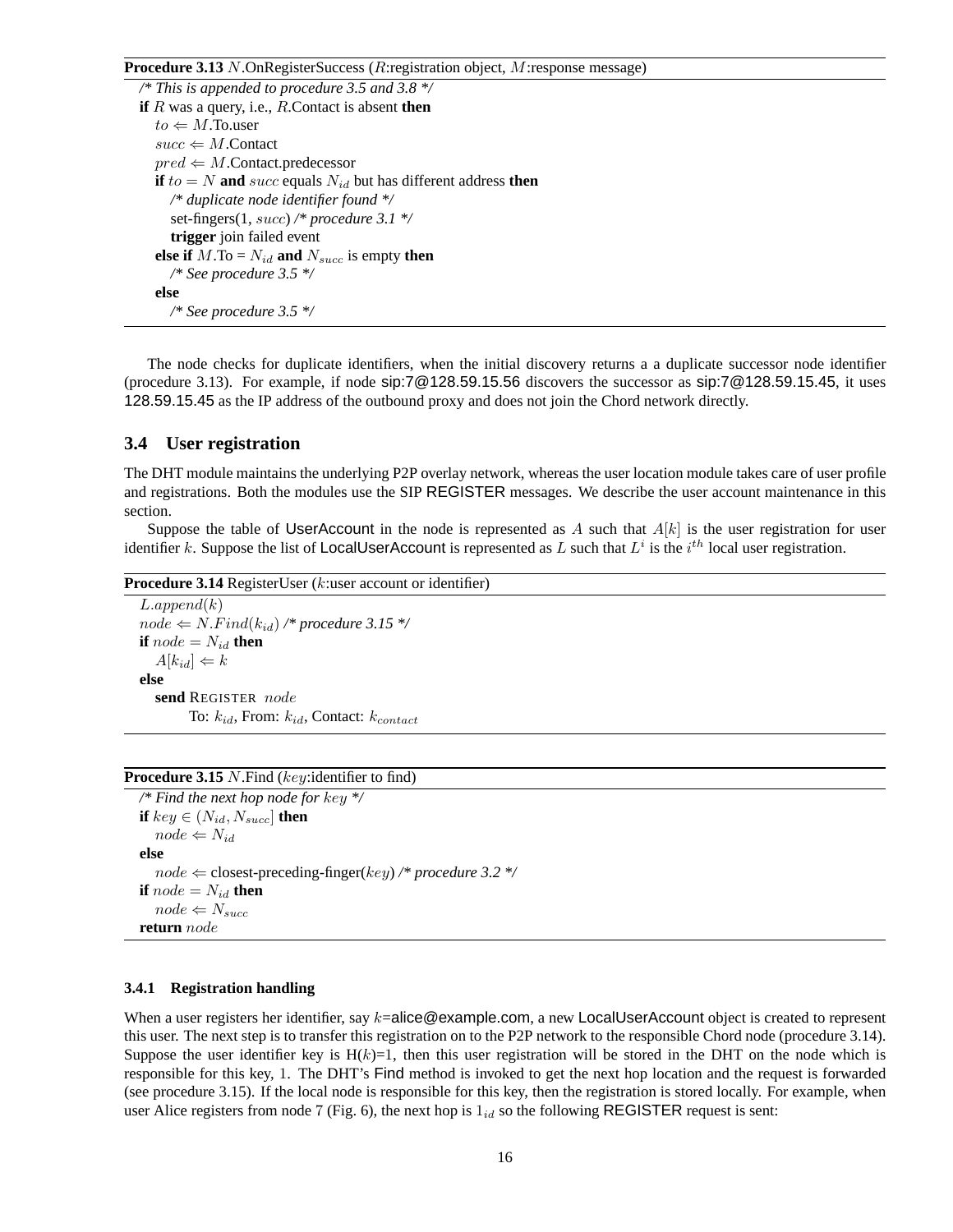**Procedure 3.13** $N$.OnRegisterSuccess ($R$:registration object, $M$:response message)

```
/* This is appended to procedure 3.5 and 3.8 */
if R was a query, i.e., R.Contact is absent then
    to ⇐ M.To.user
    succ ⇐ M.Contact
    pred ⇐ M.Contact.predecessor
    if to = N and succ equals N_id but has different address then
        /* duplicate node identifier found */
        set-fingers(1, succ) /* procedure 3.1 */
        trigger join failed event
    else if M.To = N_id and N_succ is empty then
        /* See procedure 3.5 */
    else
        /* See procedure 3.5 */
```

The node checks for duplicate identifiers, when the initial discovery returns a a duplicate successor node identifier (procedure 3.13). For example, if node sip:7@128.59.15.56 discovers the successor as sip:7@128.59.15.45, it uses 128.59.15.45 as the IP address of the outbound proxy and does not join the Chord network directly.

## 3.4 User registration

The DHT module maintains the underlying P2P overlay network, whereas the user location module takes care of user profile and registrations. Both the modules use the SIP REGISTER messages. We describe the user account maintenance in this section.

Suppose the table of UserAccount in the node is represented as $A$ such that $A[k]$ is the user registration for user identifier $k$. Suppose the list of LocalUserAccount is represented as $L$ such that $L^i$ is the $i^{th}$ local user registration.

**Procedure 3.14** RegisterUser ($k$:user account or identifier)

```
L.append(k)
node ⇐ N.Find(k_id) /* procedure 3.15 */
if node = N_id then
    A[k_id] ⇐ k
else
    send REGISTER node
        To: k_id, From: k_id, Contact: k_contact
```

**Procedure 3.15** $N$.Find ($key$:identifier to find)

```
/* Find the next hop node for key */
if key ∈ (N_id, N_succ] then
    node ⇐ N_id
else
    node ⇐ closest-preceding-finger(key) /* procedure 3.2 */
if node = N_id then
    node ⇐ N_succ
return node
```

### 3.4.1 Registration handling

When a user registers her identifier, say $k$=alice@example.com, a new LocalUserAccount object is created to represent this user. The next step is to transfer this registration on to the P2P network to the responsible Chord node (procedure 3.14). Suppose the user identifier key is H($k$)=1, then this user registration will be stored in the DHT on the node which is responsible for this key, 1. The DHT's Find method is invoked to get the next hop location and the request is forwarded (see procedure 3.15). If the local node is responsible for this key, then the registration is stored locally. For example, when user Alice registers from node 7 (Fig. 6), the next hop is $1_{id}$ so the following REGISTER request is sent: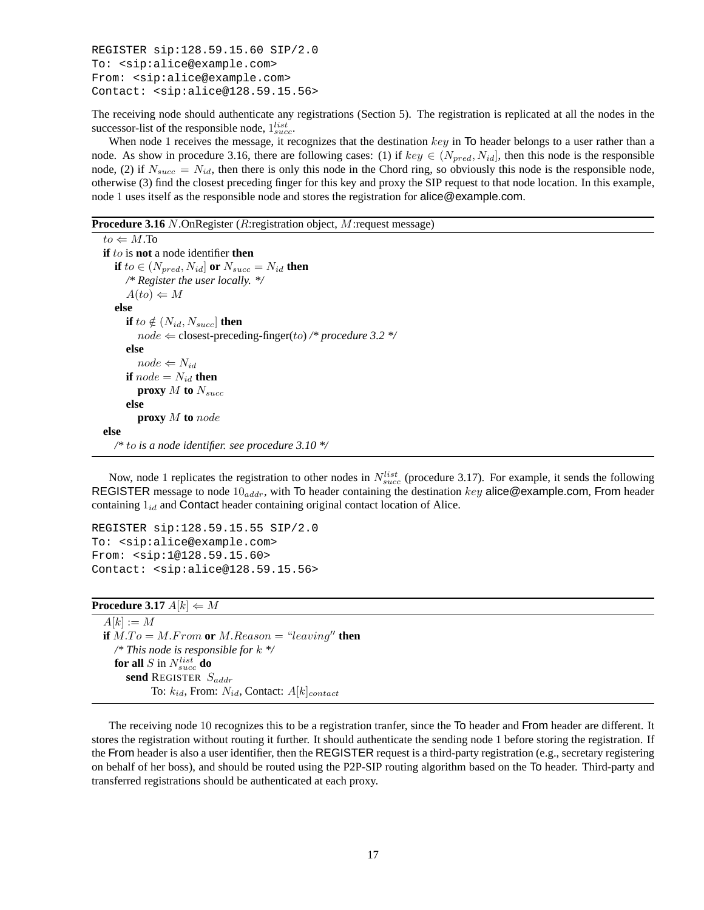```
REGISTER sip:128.59.15.60 SIP/2.0
To: <sip:alice@example.com>
From: <sip:alice@example.com>
Contact: <sip:alice@128.59.15.56>
```

The receiving node should authenticate any registrations (Section 5). The registration is replicated at all the nodes in the successor-list of the responsible node, $1^{list}_{succ}$.

When node $1$ receives the message, it recognizes that the destination $key$ in To header belongs to a user rather than a node. As show in procedure 3.16, there are following cases: (1) if $key \in (N_{pred}, N_{id}]$, then this node is the responsible node, (2) if $N_{succ} = N_{id}$, then there is only this node in the Chord ring, so obviously this node is the responsible node, otherwise (3) find the closest preceding finger for this key and proxy the SIP request to that node location. In this example, node $1$ uses itself as the responsible node and stores the registration for alice@example.com.

**Procedure 3.16** $N$.OnRegister ($R$:registration object, $M$:request message)

> $to \Leftarrow M$.To
> **if** $to$ is **not** a node identifier **then**
> &nbsp;&nbsp;&nbsp;&nbsp;**if** $to \in (N_{pred}, N_{id}]$ **or** $N_{succ} = N_{id}$ **then**
> &nbsp;&nbsp;&nbsp;&nbsp;&nbsp;&nbsp;&nbsp;&nbsp;*/\* Register the user locally. \*/*
> &nbsp;&nbsp;&nbsp;&nbsp;&nbsp;&nbsp;&nbsp;&nbsp;$A(to) \Leftarrow M$
> &nbsp;&nbsp;&nbsp;&nbsp;**else**
> &nbsp;&nbsp;&nbsp;&nbsp;&nbsp;&nbsp;&nbsp;&nbsp;**if** $to \notin (N_{id}, N_{succ}]$ **then**
> &nbsp;&nbsp;&nbsp;&nbsp;&nbsp;&nbsp;&nbsp;&nbsp;&nbsp;&nbsp;&nbsp;&nbsp;$node \Leftarrow$ closest-preceding-finger($to$) */\* procedure 3.2 \*/*
> &nbsp;&nbsp;&nbsp;&nbsp;&nbsp;&nbsp;&nbsp;&nbsp;**else**
> &nbsp;&nbsp;&nbsp;&nbsp;&nbsp;&nbsp;&nbsp;&nbsp;&nbsp;&nbsp;&nbsp;&nbsp;$node \Leftarrow N_{id}$
> &nbsp;&nbsp;&nbsp;&nbsp;&nbsp;&nbsp;&nbsp;&nbsp;**if** $node = N_{id}$ **then**
> &nbsp;&nbsp;&nbsp;&nbsp;&nbsp;&nbsp;&nbsp;&nbsp;&nbsp;&nbsp;&nbsp;&nbsp;**proxy** $M$ **to** $N_{succ}$
> &nbsp;&nbsp;&nbsp;&nbsp;&nbsp;&nbsp;&nbsp;&nbsp;**else**
> &nbsp;&nbsp;&nbsp;&nbsp;&nbsp;&nbsp;&nbsp;&nbsp;&nbsp;&nbsp;&nbsp;&nbsp;**proxy** $M$ **to** $node$
> **else**
> &nbsp;&nbsp;&nbsp;&nbsp;*/\* $to$ is a node identifier. see procedure 3.10 \*/*

Now, node $1$ replicates the registration to other nodes in $N^{list}_{succ}$ (procedure 3.17). For example, it sends the following REGISTER message to node $10_{addr}$, with To header containing the destination $key$ alice@example.com, From header containing $1_{id}$ and Contact header containing original contact location of Alice.

```
REGISTER sip:128.59.15.55 SIP/2.0
To: <sip:alice@example.com>
From: <sip:1@128.59.15.60>
Contact: <sip:alice@128.59.15.56>
```

**Procedure 3.17** $A[k] \Leftarrow M$

> $A[k] := M$
> **if** $M.To = M.From$ **or** $M.Reason = ``leaving''$ **then**
> &nbsp;&nbsp;&nbsp;&nbsp;*/\* This node is responsible for $k$ \*/*
> &nbsp;&nbsp;&nbsp;&nbsp;**for all** $S$ in $N^{list}_{succ}$ **do**
> &nbsp;&nbsp;&nbsp;&nbsp;&nbsp;&nbsp;&nbsp;&nbsp;**send** REGISTER $S_{addr}$
> &nbsp;&nbsp;&nbsp;&nbsp;&nbsp;&nbsp;&nbsp;&nbsp;&nbsp;&nbsp;&nbsp;&nbsp;To: $k_{id}$, From: $N_{id}$, Contact: $A[k]_{contact}$

The receiving node $10$ recognizes this to be a registration tranfer, since the To header and From header are different. It stores the registration without routing it further. It should authenticate the sending node $1$ before storing the registration. If the From header is also a user identifier, then the REGISTER request is a third-party registration (e.g., secretary registering on behalf of her boss), and should be routed using the P2P-SIP routing algorithm based on the To header. Third-party and transferred registrations should be authenticated at each proxy.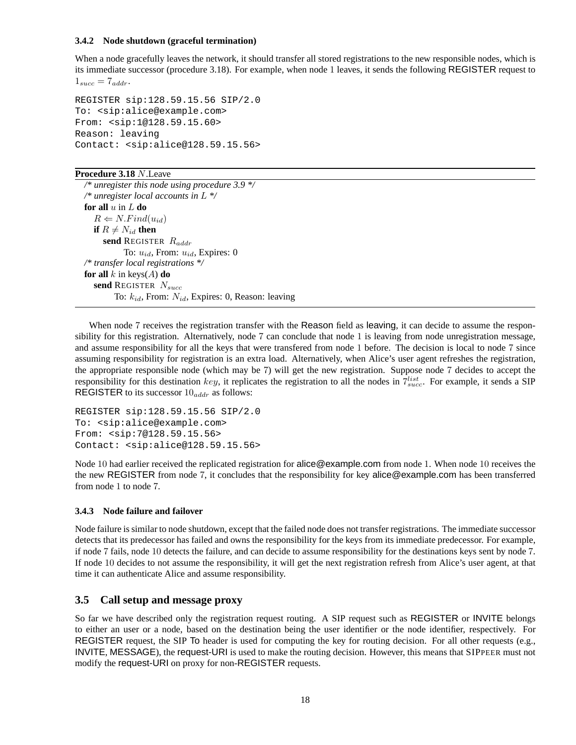#### 3.4.2 Node shutdown (graceful termination)

When a node gracefully leaves the network, it should transfer all stored registrations to the new responsible nodes, which is its immediate successor (procedure 3.18). For example, when node 1 leaves, it sends the following REGISTER request to $1_{succ} = 7_{addr}$.

```
REGISTER sip:128.59.15.56 SIP/2.0
To: <sip:alice@example.com>
From: <sip:1@128.59.15.60>
Reason: leaving
Contact: <sip:alice@128.59.15.56>
```

**Procedure 3.18** $N$.Leave

*/\* unregister this node using procedure 3.9 \*/*
*/\* unregister local accounts in $L$ \*/*
**for all** $u$ in $L$ **do**
  $R \Leftarrow N.Find(u_{id})$
  **if** $R \neq N_{id}$ **then**
    **send** REGISTER $R_{addr}$
      To: $u_{id}$, From: $u_{id}$, Expires: 0
*/\* transfer local registrations \*/*
**for all** $k$ in keys($A$) **do**
  **send** REGISTER $N_{succ}$
    To: $k_{id}$, From: $N_{id}$, Expires: 0, Reason: leaving

When node 7 receives the registration transfer with the Reason field as leaving, it can decide to assume the responsibility for this registration. Alternatively, node 7 can conclude that node 1 is leaving from node unregistration message, and assume responsibility for all the keys that were transfered from node 1 before. The decision is local to node 7 since assuming responsibility for registration is an extra load. Alternatively, when Alice's user agent refreshes the registration, the appropriate responsible node (which may be 7) will get the new registration. Suppose node 7 decides to accept the responsibility for this destination $key$, it replicates the registration to all the nodes in $7^{list}_{succ}$. For example, it sends a SIP REGISTER to its successor $10_{addr}$ as follows:

```
REGISTER sip:128.59.15.56 SIP/2.0
To: <sip:alice@example.com>
From: <sip:7@128.59.15.56>
Contact: <sip:alice@128.59.15.56>
```

Node 10 had earlier received the replicated registration for alice@example.com from node 1. When node 10 receives the the new REGISTER from node 7, it concludes that the responsibility for key alice@example.com has been transferred from node 1 to node 7.

#### 3.4.3 Node failure and failover

Node failure is similar to node shutdown, except that the failed node does not transfer registrations. The immediate successor detects that its predecessor has failed and owns the responsibility for the keys from its immediate predecessor. For example, if node 7 fails, node 10 detects the failure, and can decide to assume responsibility for the destinations keys sent by node 7. If node 10 decides to not assume the responsibility, it will get the next registration refresh from Alice's user agent, at that time it can authenticate Alice and assume responsibility.

### 3.5 Call setup and message proxy

So far we have described only the registration request routing. A SIP request such as REGISTER or INVITE belongs to either an user or a node, based on the destination being the user identifier or the node identifier, respectively. For REGISTER request, the SIP To header is used for computing the key for routing decision. For all other requests (e.g., INVITE, MESSAGE), the request-URI is used to make the routing decision. However, this means that SIPPEER must not modify the request-URI on proxy for non-REGISTER requests.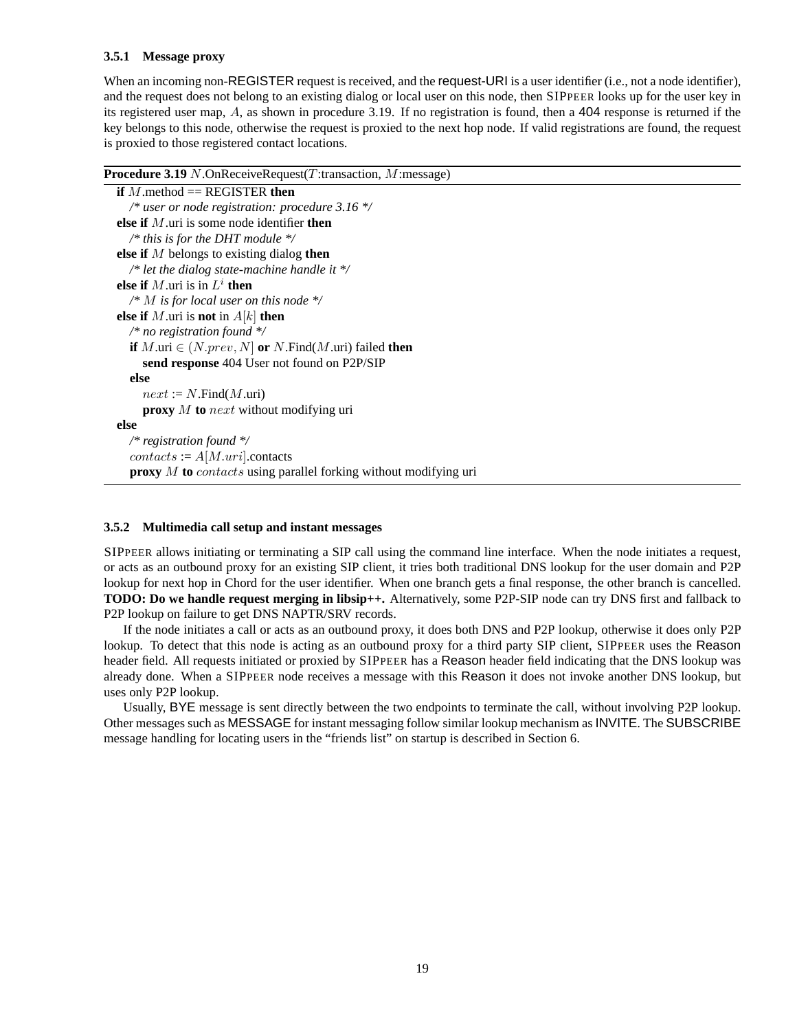#### 3.5.1 Message proxy

When an incoming non-REGISTER request is received, and the request-URI is a user identifier (i.e., not a node identifier), and the request does not belong to an existing dialog or local user on this node, then SIPPEER looks up for the user key in its registered user map, $A$, as shown in procedure 3.19. If no registration is found, then a 404 response is returned if the key belongs to this node, otherwise the request is proxied to the next hop node. If valid registrations are found, the request is proxied to those registered contact locations.

**Procedure 3.19** $N$.OnReceiveRequest($T$:transaction, $M$:message)

```
if M.method == REGISTER then
    /* user or node registration: procedure 3.16 */
else if M.uri is some node identifier then
    /* this is for the DHT module */
else if M belongs to existing dialog then
    /* let the dialog state-machine handle it */
else if M.uri is in L^i then
    /* M is for local user on this node */
else if M.uri is not in A[k] then
    /* no registration found */
    if M.uri ∈ (N.prev, N] or N.Find(M.uri) failed then
        send response 404 User not found on P2P/SIP
    else
        next := N.Find(M.uri)
        proxy M to next without modifying uri
else
    /* registration found */
    contacts := A[M.uri].contacts
    proxy M to contacts using parallel forking without modifying uri
```

#### 3.5.2 Multimedia call setup and instant messages

SIPPEER allows initiating or terminating a SIP call using the command line interface. When the node initiates a request, or acts as an outbound proxy for an existing SIP client, it tries both traditional DNS lookup for the user domain and P2P lookup for next hop in Chord for the user identifier. When one branch gets a final response, the other branch is cancelled. **TODO: Do we handle request merging in libsip++.** Alternatively, some P2P-SIP node can try DNS first and fallback to P2P lookup on failure to get DNS NAPTR/SRV records.

If the node initiates a call or acts as an outbound proxy, it does both DNS and P2P lookup, otherwise it does only P2P lookup. To detect that this node is acting as an outbound proxy for a third party SIP client, SIPPEER uses the Reason header field. All requests initiated or proxied by SIPPEER has a Reason header field indicating that the DNS lookup was already done. When a SIPPEER node receives a message with this Reason it does not invoke another DNS lookup, but uses only P2P lookup.

Usually, BYE message is sent directly between the two endpoints to terminate the call, without involving P2P lookup. Other messages such as MESSAGE for instant messaging follow similar lookup mechanism as INVITE. The SUBSCRIBE message handling for locating users in the "friends list" on startup is described in Section 6.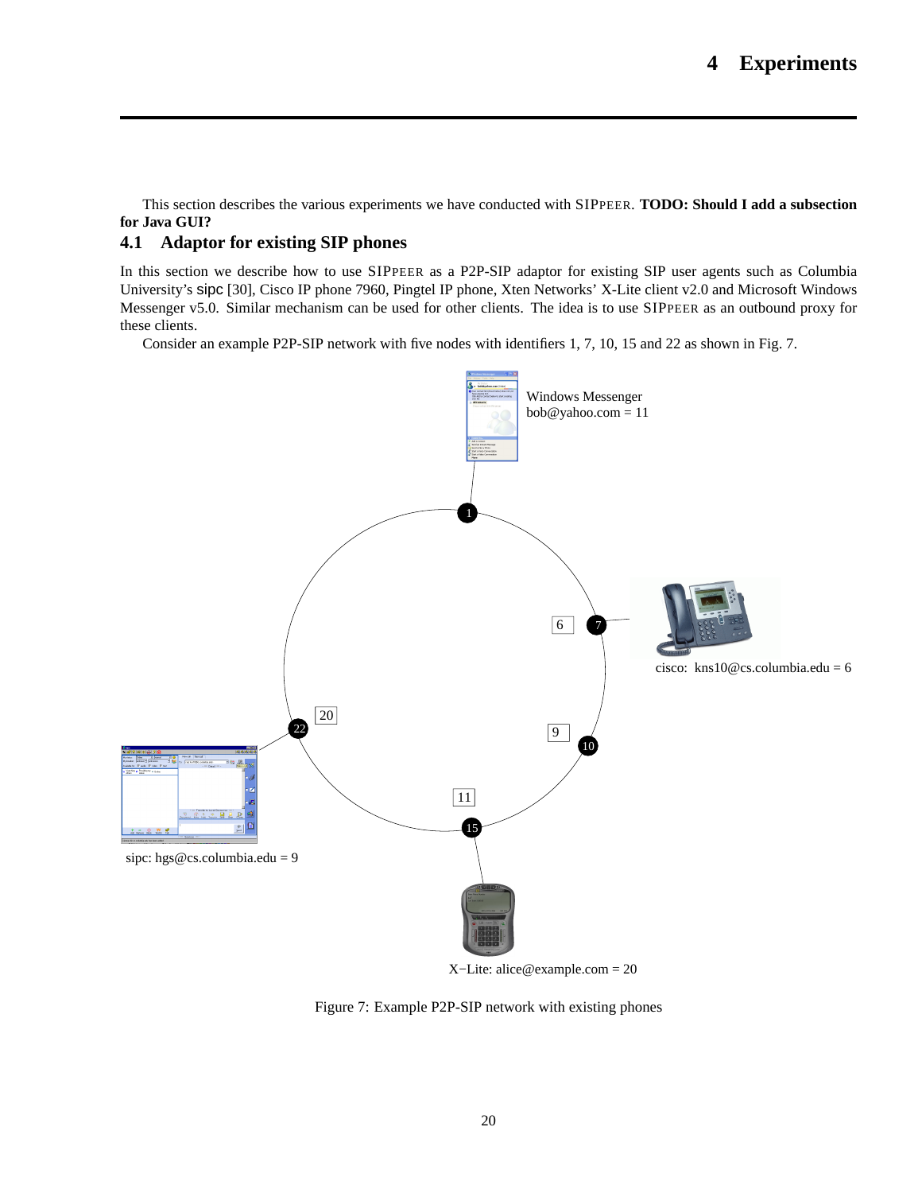# 4 Experiments

This section describes the various experiments we have conducted with SIPPEER. **TODO: Should I add a subsection for Java GUI?**

## 4.1 Adaptor for existing SIP phones

In this section we describe how to use SIPPEER as a P2P-SIP adaptor for existing SIP user agents such as Columbia University's sipc [30], Cisco IP phone 7960, Pingtel IP phone, Xten Networks' X-Lite client v2.0 and Microsoft Windows Messenger v5.0. Similar mechanism can be used for other clients. The idea is to use SIPPEER as an outbound proxy for these clients.

Consider an example P2P-SIP network with five nodes with identifiers 1, 7, 10, 15 and 22 as shown in Fig. 7.

Windows Messenger
bob@yahoo.com = 11

cisco: kns10@cs.columbia.edu = 6

sipc: hgs@cs.columbia.edu = 9

X−Lite: alice@example.com = 20

Figure 7: Example P2P-SIP network with existing phones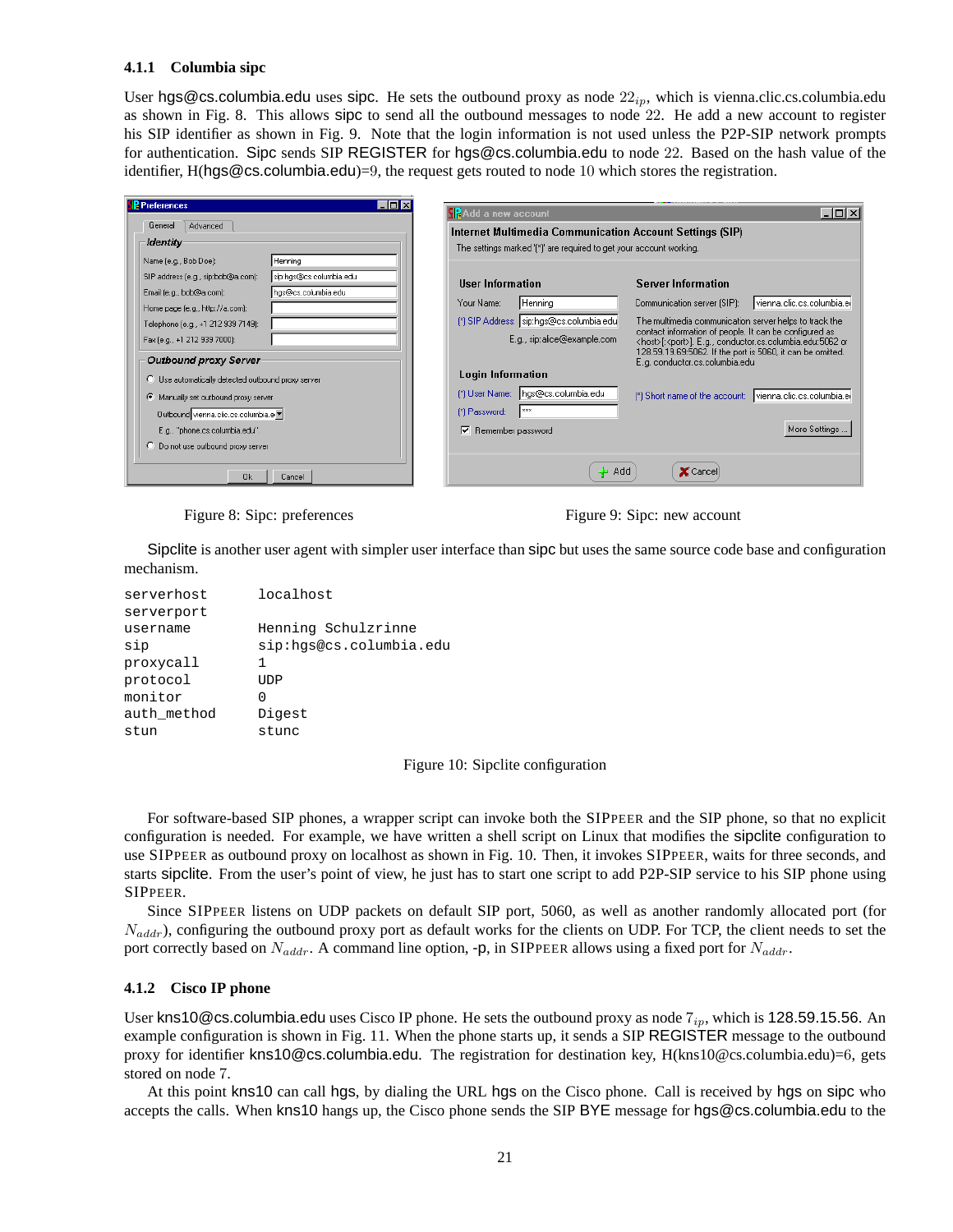### 4.1.1 Columbia sipc

User hgs@cs.columbia.edu uses sipc. He sets the outbound proxy as node $22_{ip}$, which is vienna.clic.cs.columbia.edu as shown in Fig. 8. This allows sipc to send all the outbound messages to node 22. He add a new account to register his SIP identifier as shown in Fig. 9. Note that the login information is not used unless the P2P-SIP network prompts for authentication. Sipc sends SIP REGISTER for hgs@cs.columbia.edu to node 22. Based on the hash value of the identifier, H(hgs@cs.columbia.edu)=9, the request gets routed to node 10 which stores the registration.

Figure 8: Sipc: preferences

Figure 9: Sipc: new account

Sipclite is another user agent with simpler user interface than sipc but uses the same source code base and configuration mechanism.

```
serverhost     localhost
serverport
username       Henning Schulzrinne
sip            sip:hgs@cs.columbia.edu
proxycall      1
protocol       UDP
monitor        0
auth_method    Digest
stun           stunc
```

Figure 10: Sipclite configuration

For software-based SIP phones, a wrapper script can invoke both the SIPPEER and the SIP phone, so that no explicit configuration is needed. For example, we have written a shell script on Linux that modifies the sipclite configuration to use SIPPEER as outbound proxy on localhost as shown in Fig. 10. Then, it invokes SIPPEER, waits for three seconds, and starts sipclite. From the user's point of view, he just has to start one script to add P2P-SIP service to his SIP phone using SIPPEER.

Since SIPPEER listens on UDP packets on default SIP port, 5060, as well as another randomly allocated port (for $N_{addr}$), configuring the outbound proxy port as default works for the clients on UDP. For TCP, the client needs to set the port correctly based on $N_{addr}$. A command line option, -p, in SIPPEER allows using a fixed port for $N_{addr}$.

### 4.1.2 Cisco IP phone

User kns10@cs.columbia.edu uses Cisco IP phone. He sets the outbound proxy as node $7_{ip}$, which is 128.59.15.56. An example configuration is shown in Fig. 11. When the phone starts up, it sends a SIP REGISTER message to the outbound proxy for identifier kns10@cs.columbia.edu. The registration for destination key, H(kns10@cs.columbia.edu)=6, gets stored on node 7.

At this point kns10 can call hgs, by dialing the URL hgs on the Cisco phone. Call is received by hgs on sipc who accepts the calls. When kns10 hangs up, the Cisco phone sends the SIP BYE message for hgs@cs.columbia.edu to the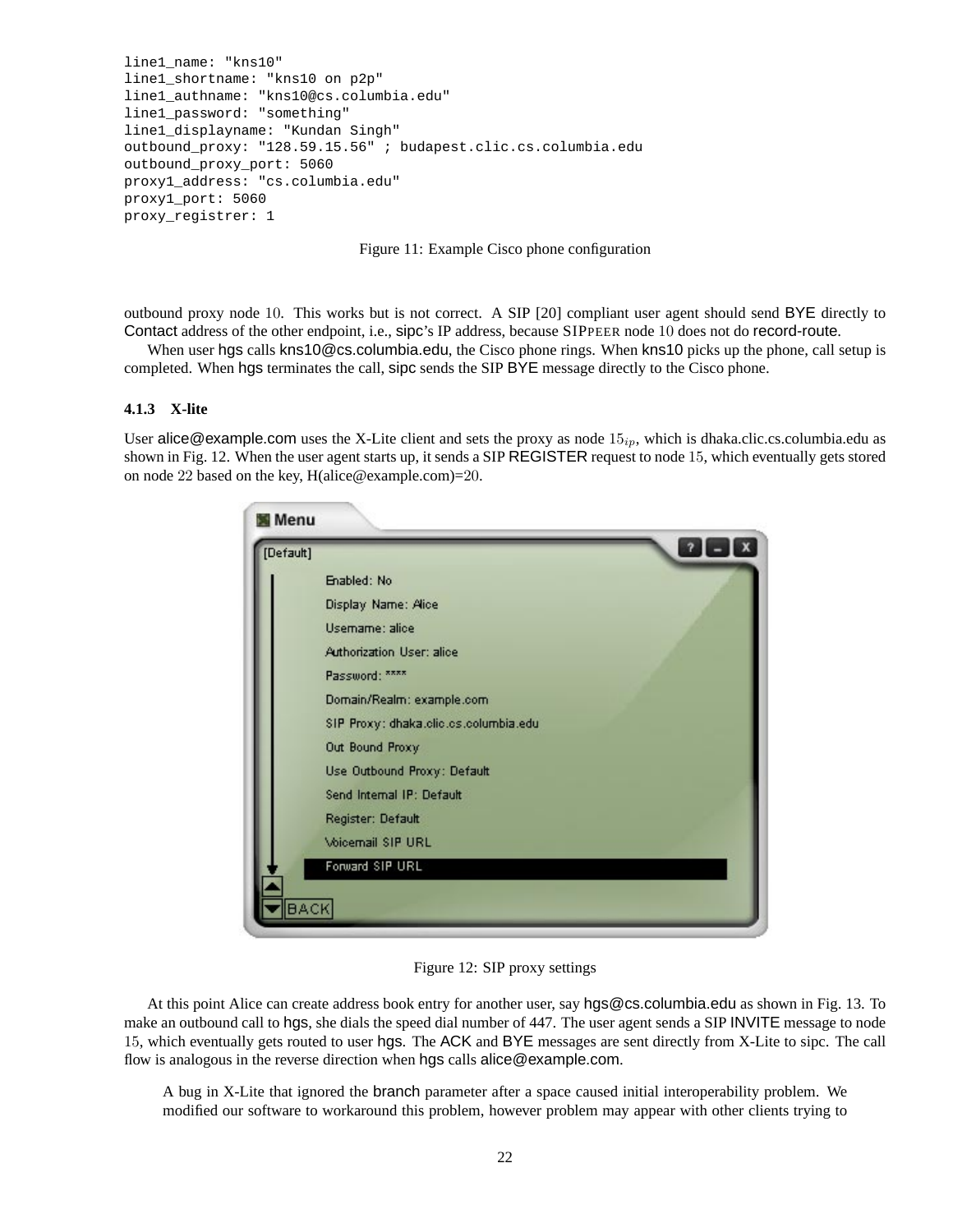```
line1_name: "kns10"
line1_shortname: "kns10 on p2p"
line1_authname: "kns10@cs.columbia.edu"
line1_password: "something"
line1_displayname: "Kundan Singh"
outbound_proxy: "128.59.15.56" ; budapest.clic.cs.columbia.edu
outbound_proxy_port: 5060
proxy1_address: "cs.columbia.edu"
proxy1_port: 5060
proxy_registrer: 1
```

Figure 11: Example Cisco phone configuration

outbound proxy node 10. This works but is not correct. A SIP [20] compliant user agent should send BYE directly to Contact address of the other endpoint, i.e., sipc's IP address, because SIPPEER node 10 does not do record-route.

When user hgs calls kns10@cs.columbia.edu, the Cisco phone rings. When kns10 picks up the phone, call setup is completed. When hgs terminates the call, sipc sends the SIP BYE message directly to the Cisco phone.

### 4.1.3 X-lite

User alice@example.com uses the X-Lite client and sets the proxy as node $15_{ip}$, which is dhaka.clic.cs.columbia.edu as shown in Fig. 12. When the user agent starts up, it sends a SIP REGISTER request to node 15, which eventually gets stored on node 22 based on the key, H(alice@example.com)=20.

Menu
[Default]
Enabled: No
Display Name: Alice
Username: alice
Authorization User: alice
Password: ****
Domain/Realm: example.com
SIP Proxy: dhaka.clic.cs.columbia.edu
Out Bound Proxy
Use Outbound Proxy: Default
Send Internal IP: Default
Register: Default
Voicemail SIP URL
Forward SIP URL
BACK

Figure 12: SIP proxy settings

At this point Alice can create address book entry for another user, say hgs@cs.columbia.edu as shown in Fig. 13. To make an outbound call to hgs, she dials the speed dial number of 447. The user agent sends a SIP INVITE message to node 15, which eventually gets routed to user hgs. The ACK and BYE messages are sent directly from X-Lite to sipc. The call flow is analogous in the reverse direction when hgs calls alice@example.com.

> A bug in X-Lite that ignored the branch parameter after a space caused initial interoperability problem. We modified our software to workaround this problem, however problem may appear with other clients trying to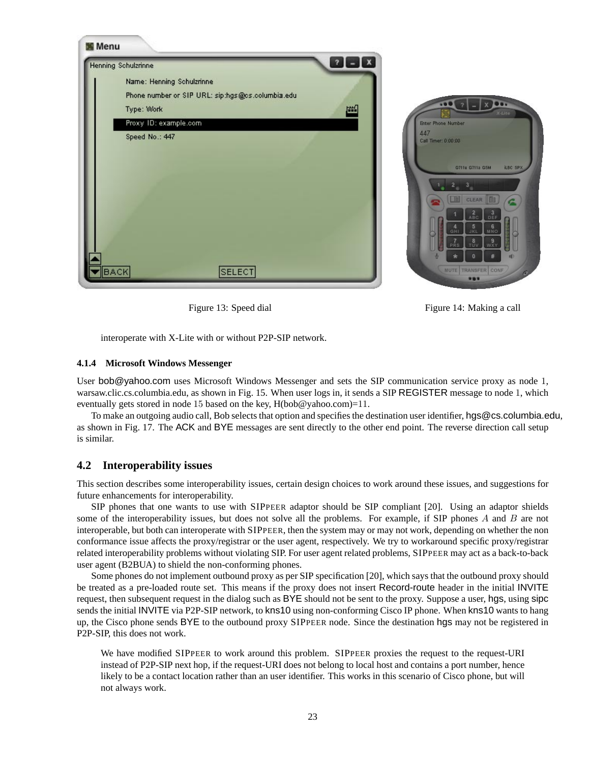Figure 13: Speed dial

Figure 14: Making a call

interoperate with X-Lite with or without P2P-SIP network.

#### 4.1.4 Microsoft Windows Messenger

User bob@yahoo.com uses Microsoft Windows Messenger and sets the SIP communication service proxy as node 1, warsaw.clic.cs.columbia.edu, as shown in Fig. 15. When user logs in, it sends a SIP REGISTER message to node 1, which eventually gets stored in node 15 based on the key, H(bob@yahoo.com)=11.

To make an outgoing audio call, Bob selects that option and specifies the destination user identifier, hgs@cs.columbia.edu, as shown in Fig. 17. The ACK and BYE messages are sent directly to the other end point. The reverse direction call setup is similar.

### 4.2 Interoperability issues

This section describes some interoperability issues, certain design choices to work around these issues, and suggestions for future enhancements for interoperability.

SIP phones that one wants to use with SIPPEER adaptor should be SIP compliant [20]. Using an adaptor shields some of the interoperability issues, but does not solve all the problems. For example, if SIP phones $A$ and $B$ are not interoperable, but both can interoperate with SIPPEER, then the system may or may not work, depending on whether the non conformance issue affects the proxy/registrar or the user agent, respectively. We try to workaround specific proxy/registrar related interoperability problems without violating SIP. For user agent related problems, SIPPEER may act as a back-to-back user agent (B2BUA) to shield the non-conforming phones.

Some phones do not implement outbound proxy as per SIP specification [20], which says that the outbound proxy should be treated as a pre-loaded route set. This means if the proxy does not insert Record-route header in the initial INVITE request, then subsequent request in the dialog such as BYE should not be sent to the proxy. Suppose a user, hgs, using sipc sends the initial INVITE via P2P-SIP network, to kns10 using non-conforming Cisco IP phone. When kns10 wants to hang up, the Cisco phone sends BYE to the outbound proxy SIPPEER node. Since the destination hgs may not be registered in P2P-SIP, this does not work.

> We have modified SIPPEER to work around this problem. SIPPEER proxies the request to the request-URI instead of P2P-SIP next hop, if the request-URI does not belong to local host and contains a port number, hence likely to be a contact location rather than an user identifier. This works in this scenario of Cisco phone, but will not always work.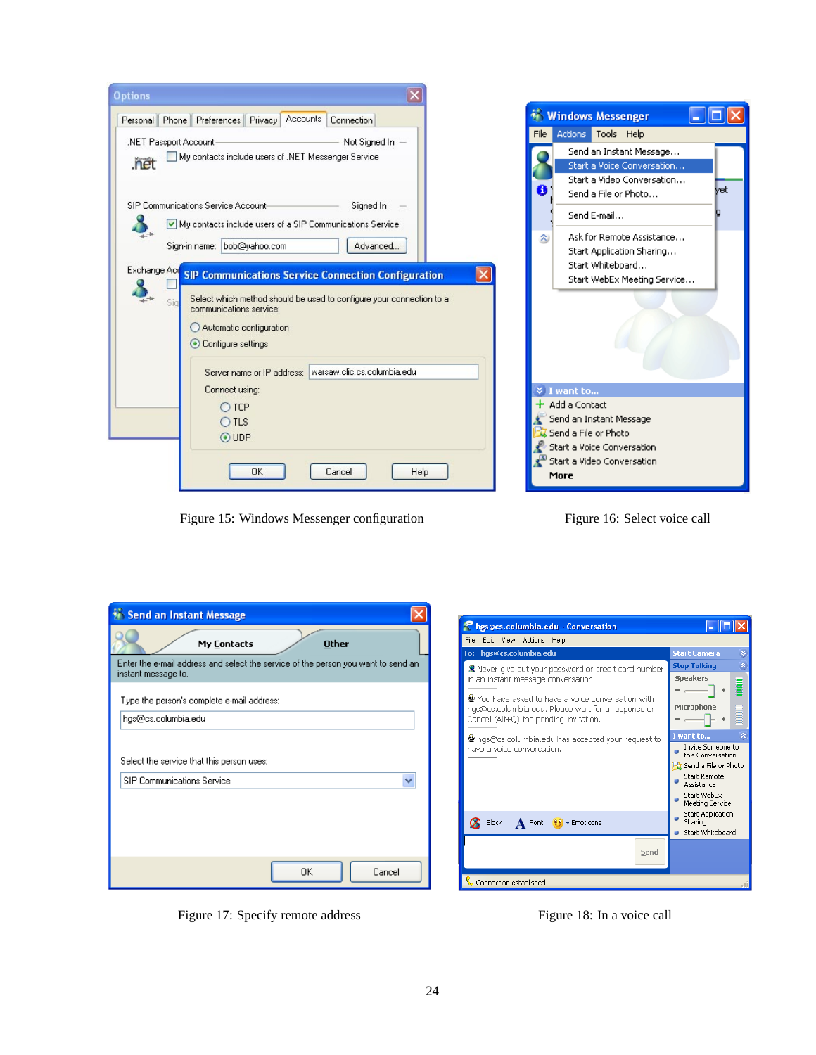Figure 15: Windows Messenger configuration

Figure 16: Select voice call

Figure 17: Specify remote address

Figure 18: In a voice call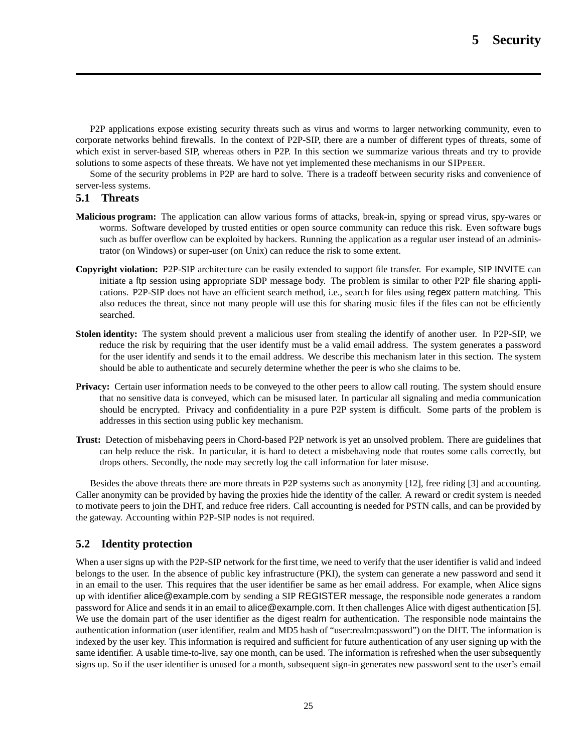# 5 Security

P2P applications expose existing security threats such as virus and worms to larger networking community, even to corporate networks behind firewalls. In the context of P2P-SIP, there are a number of different types of threats, some of which exist in server-based SIP, whereas others in P2P. In this section we summarize various threats and try to provide solutions to some aspects of these threats. We have not yet implemented these mechanisms in our SIPPEER.

Some of the security problems in P2P are hard to solve. There is a tradeoff between security risks and convenience of server-less systems.

## 5.1 Threats

**Malicious program:** The application can allow various forms of attacks, break-in, spying or spread virus, spy-wares or worms. Software developed by trusted entities or open source community can reduce this risk. Even software bugs such as buffer overflow can be exploited by hackers. Running the application as a regular user instead of an administrator (on Windows) or super-user (on Unix) can reduce the risk to some extent.

**Copyright violation:** P2P-SIP architecture can be easily extended to support file transfer. For example, SIP INVITE can initiate a ftp session using appropriate SDP message body. The problem is similar to other P2P file sharing applications. P2P-SIP does not have an efficient search method, i.e., search for files using regex pattern matching. This also reduces the threat, since not many people will use this for sharing music files if the files can not be efficiently searched.

**Stolen identity:** The system should prevent a malicious user from stealing the identify of another user. In P2P-SIP, we reduce the risk by requiring that the user identify must be a valid email address. The system generates a password for the user identify and sends it to the email address. We describe this mechanism later in this section. The system should be able to authenticate and securely determine whether the peer is who she claims to be.

**Privacy:** Certain user information needs to be conveyed to the other peers to allow call routing. The system should ensure that no sensitive data is conveyed, which can be misused later. In particular all signaling and media communication should be encrypted. Privacy and confidentiality in a pure P2P system is difficult. Some parts of the problem is addresses in this section using public key mechanism.

**Trust:** Detection of misbehaving peers in Chord-based P2P network is yet an unsolved problem. There are guidelines that can help reduce the risk. In particular, it is hard to detect a misbehaving node that routes some calls correctly, but drops others. Secondly, the node may secretly log the call information for later misuse.

Besides the above threats there are more threats in P2P systems such as anonymity [12], free riding [3] and accounting. Caller anonymity can be provided by having the proxies hide the identity of the caller. A reward or credit system is needed to motivate peers to join the DHT, and reduce free riders. Call accounting is needed for PSTN calls, and can be provided by the gateway. Accounting within P2P-SIP nodes is not required.

## 5.2 Identity protection

When a user signs up with the P2P-SIP network for the first time, we need to verify that the user identifier is valid and indeed belongs to the user. In the absence of public key infrastructure (PKI), the system can generate a new password and send it in an email to the user. This requires that the user identifier be same as her email address. For example, when Alice signs up with identifier alice@example.com by sending a SIP REGISTER message, the responsible node generates a random password for Alice and sends it in an email to alice@example.com. It then challenges Alice with digest authentication [5]. We use the domain part of the user identifier as the digest realm for authentication. The responsible node maintains the authentication information (user identifier, realm and MD5 hash of "user:realm:password") on the DHT. The information is indexed by the user key. This information is required and sufficient for future authentication of any user signing up with the same identifier. A usable time-to-live, say one month, can be used. The information is refreshed when the user subsequently signs up. So if the user identifier is unused for a month, subsequent sign-in generates new password sent to the user's email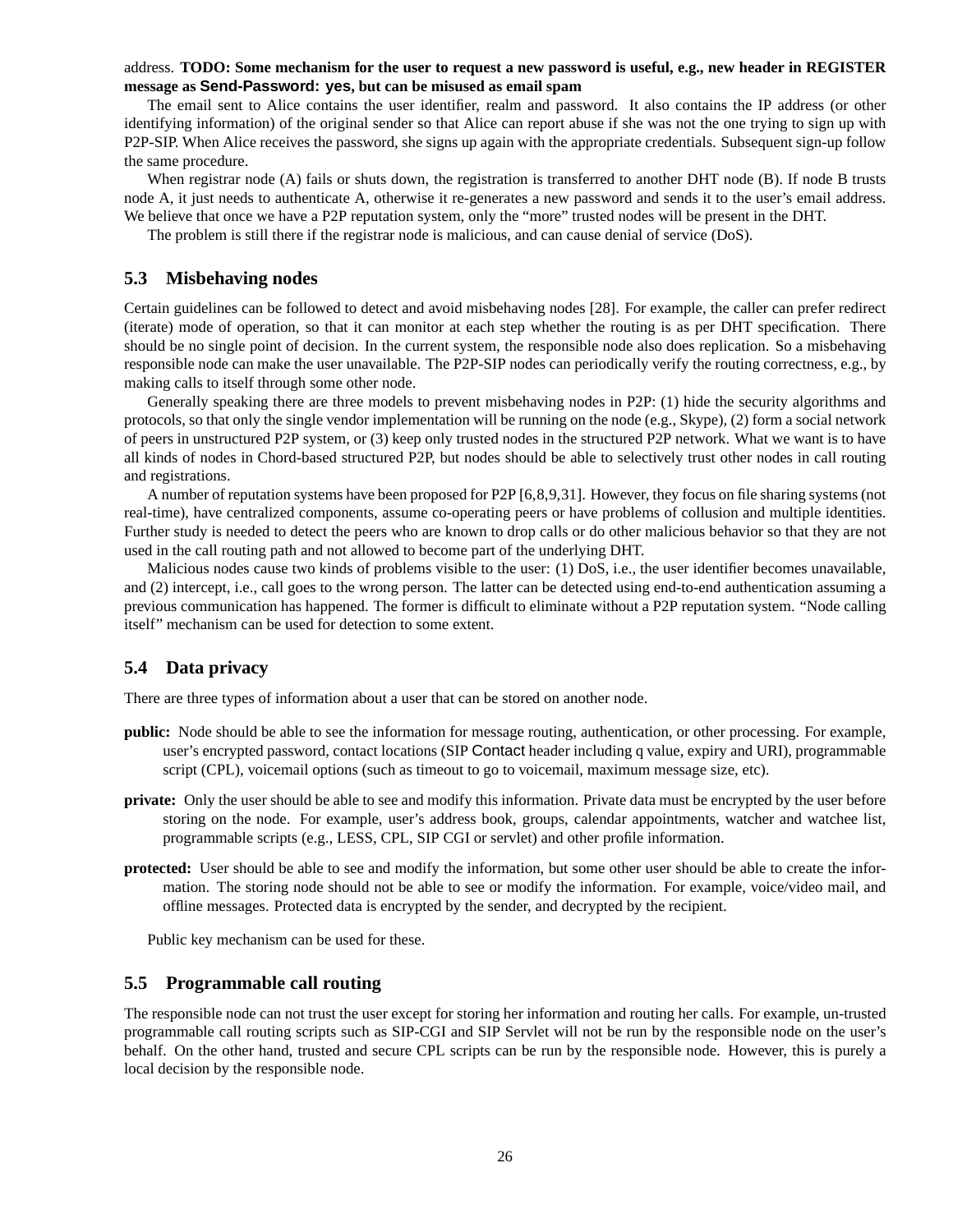address. **TODO: Some mechanism for the user to request a new password is useful, e.g., new header in REGISTER message as `Send-Password: yes`, but can be misused as email spam**

The email sent to Alice contains the user identifier, realm and password. It also contains the IP address (or other identifying information) of the original sender so that Alice can report abuse if she was not the one trying to sign up with P2P-SIP. When Alice receives the password, she signs up again with the appropriate credentials. Subsequent sign-up follow the same procedure.

When registrar node (A) fails or shuts down, the registration is transferred to another DHT node (B). If node B trusts node A, it just needs to authenticate A, otherwise it re-generates a new password and sends it to the user's email address. We believe that once we have a P2P reputation system, only the "more" trusted nodes will be present in the DHT.

The problem is still there if the registrar node is malicious, and can cause denial of service (DoS).

### 5.3 Misbehaving nodes

Certain guidelines can be followed to detect and avoid misbehaving nodes [28]. For example, the caller can prefer redirect (iterate) mode of operation, so that it can monitor at each step whether the routing is as per DHT specification. There should be no single point of decision. In the current system, the responsible node also does replication. So a misbehaving responsible node can make the user unavailable. The P2P-SIP nodes can periodically verify the routing correctness, e.g., by making calls to itself through some other node.

Generally speaking there are three models to prevent misbehaving nodes in P2P: (1) hide the security algorithms and protocols, so that only the single vendor implementation will be running on the node (e.g., Skype), (2) form a social network of peers in unstructured P2P system, or (3) keep only trusted nodes in the structured P2P network. What we want is to have all kinds of nodes in Chord-based structured P2P, but nodes should be able to selectively trust other nodes in call routing and registrations.

A number of reputation systems have been proposed for P2P [6,8,9,31]. However, they focus on file sharing systems (not real-time), have centralized components, assume co-operating peers or have problems of collusion and multiple identities. Further study is needed to detect the peers who are known to drop calls or do other malicious behavior so that they are not used in the call routing path and not allowed to become part of the underlying DHT.

Malicious nodes cause two kinds of problems visible to the user: (1) DoS, i.e., the user identifier becomes unavailable, and (2) intercept, i.e., call goes to the wrong person. The latter can be detected using end-to-end authentication assuming a previous communication has happened. The former is difficult to eliminate without a P2P reputation system. "Node calling itself" mechanism can be used for detection to some extent.

### 5.4 Data privacy

There are three types of information about a user that can be stored on another node.

**public:** Node should be able to see the information for message routing, authentication, or other processing. For example, user's encrypted password, contact locations (SIP `Contact` header including q value, expiry and URI), programmable script (CPL), voicemail options (such as timeout to go to voicemail, maximum message size, etc).

**private:** Only the user should be able to see and modify this information. Private data must be encrypted by the user before storing on the node. For example, user's address book, groups, calendar appointments, watcher and watchee list, programmable scripts (e.g., LESS, CPL, SIP CGI or servlet) and other profile information.

**protected:** User should be able to see and modify the information, but some other user should be able to create the information. The storing node should not be able to see or modify the information. For example, voice/video mail, and offline messages. Protected data is encrypted by the sender, and decrypted by the recipient.

Public key mechanism can be used for these.

### 5.5 Programmable call routing

The responsible node can not trust the user except for storing her information and routing her calls. For example, un-trusted programmable call routing scripts such as SIP-CGI and SIP Servlet will not be run by the responsible node on the user's behalf. On the other hand, trusted and secure CPL scripts can be run by the responsible node. However, this is purely a local decision by the responsible node.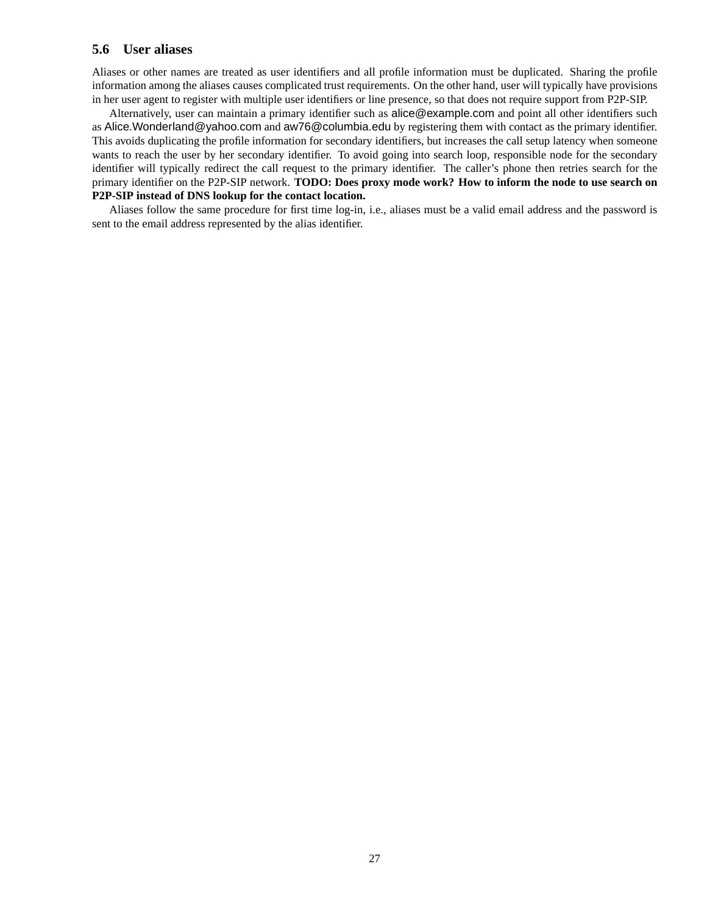### 5.6 User aliases

Aliases or other names are treated as user identifiers and all profile information must be duplicated. Sharing the profile information among the aliases causes complicated trust requirements. On the other hand, user will typically have provisions in her user agent to register with multiple user identifiers or line presence, so that does not require support from P2P-SIP.

Alternatively, user can maintain a primary identifier such as alice@example.com and point all other identifiers such as Alice.Wonderland@yahoo.com and aw76@columbia.edu by registering them with contact as the primary identifier. This avoids duplicating the profile information for secondary identifiers, but increases the call setup latency when someone wants to reach the user by her secondary identifier. To avoid going into search loop, responsible node for the secondary identifier will typically redirect the call request to the primary identifier. The caller's phone then retries search for the primary identifier on the P2P-SIP network. **TODO: Does proxy mode work? How to inform the node to use search on P2P-SIP instead of DNS lookup for the contact location.**

Aliases follow the same procedure for first time log-in, i.e., aliases must be a valid email address and the password is sent to the email address represented by the alias identifier.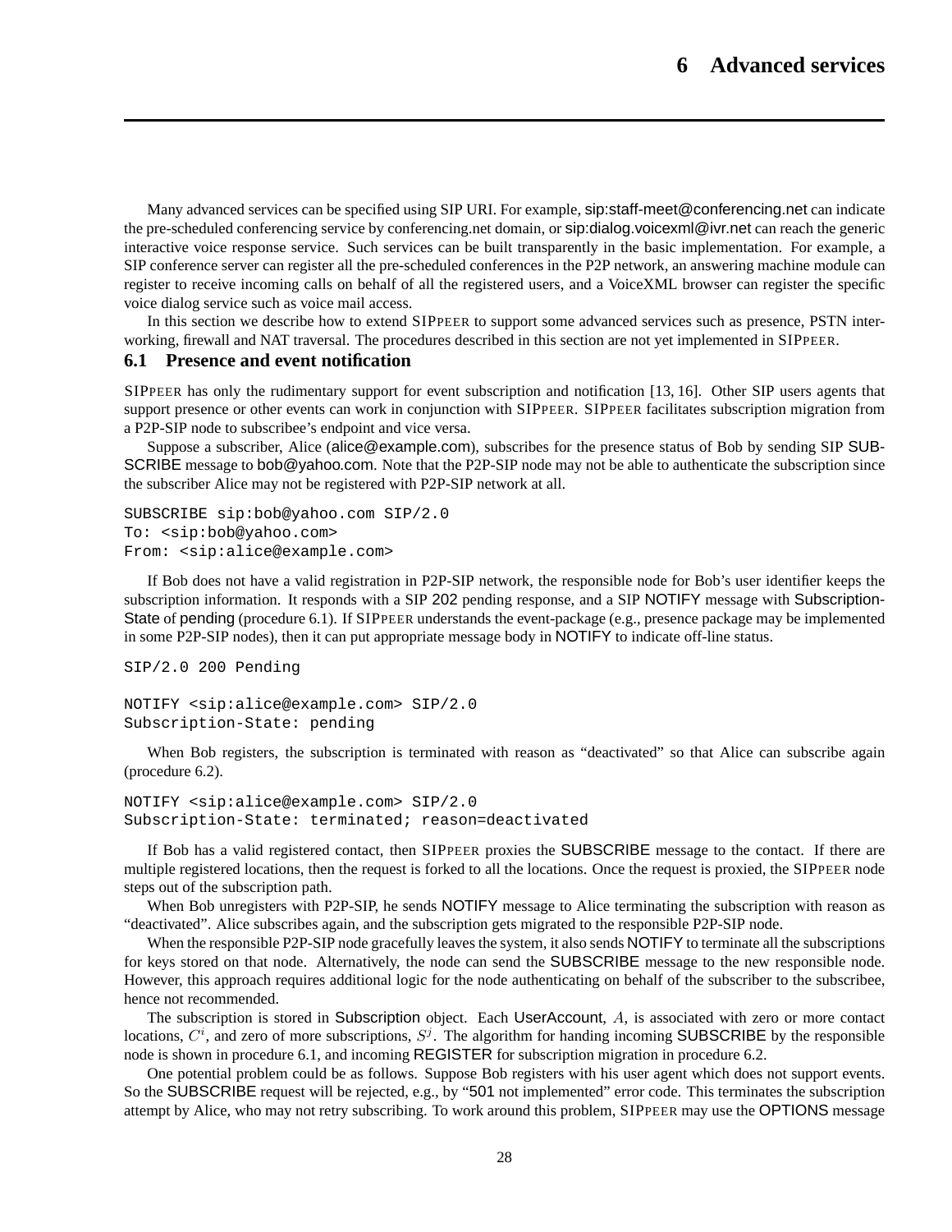# 6 Advanced services

Many advanced services can be specified using SIP URI. For example, sip:staff-meet@conferencing.net can indicate the pre-scheduled conferencing service by conferencing.net domain, or sip:dialog.voicexml@ivr.net can reach the generic interactive voice response service. Such services can be built transparently in the basic implementation. For example, a SIP conference server can register all the pre-scheduled conferences in the P2P network, an answering machine module can register to receive incoming calls on behalf of all the registered users, and a VoiceXML browser can register the specific voice dialog service such as voice mail access.

In this section we describe how to extend SIPPEER to support some advanced services such as presence, PSTN interworking, firewall and NAT traversal. The procedures described in this section are not yet implemented in SIPPEER.

## 6.1 Presence and event notification

SIPPEER has only the rudimentary support for event subscription and notification [13, 16]. Other SIP users agents that support presence or other events can work in conjunction with SIPPEER. SIPPEER facilitates subscription migration from a P2P-SIP node to subscribee's endpoint and vice versa.

Suppose a subscriber, Alice (alice@example.com), subscribes for the presence status of Bob by sending SIP SUBSCRIBE message to bob@yahoo.com. Note that the P2P-SIP node may not be able to authenticate the subscription since the subscriber Alice may not be registered with P2P-SIP network at all.

```
SUBSCRIBE sip:bob@yahoo.com SIP/2.0
To: <sip:bob@yahoo.com>
From: <sip:alice@example.com>
```

If Bob does not have a valid registration in P2P-SIP network, the responsible node for Bob's user identifier keeps the subscription information. It responds with a SIP 202 pending response, and a SIP NOTIFY message with Subscription-State of pending (procedure 6.1). If SIPPEER understands the event-package (e.g., presence package may be implemented in some P2P-SIP nodes), then it can put appropriate message body in NOTIFY to indicate off-line status.

```
SIP/2.0 200 Pending

NOTIFY <sip:alice@example.com> SIP/2.0
Subscription-State: pending
```

When Bob registers, the subscription is terminated with reason as "deactivated" so that Alice can subscribe again (procedure 6.2).

```
NOTIFY <sip:alice@example.com> SIP/2.0
Subscription-State: terminated; reason=deactivated
```

If Bob has a valid registered contact, then SIPPEER proxies the SUBSCRIBE message to the contact. If there are multiple registered locations, then the request is forked to all the locations. Once the request is proxied, the SIPPEER node steps out of the subscription path.

When Bob unregisters with P2P-SIP, he sends NOTIFY message to Alice terminating the subscription with reason as "deactivated". Alice subscribes again, and the subscription gets migrated to the responsible P2P-SIP node.

When the responsible P2P-SIP node gracefully leaves the system, it also sends NOTIFY to terminate all the subscriptions for keys stored on that node. Alternatively, the node can send the SUBSCRIBE message to the new responsible node. However, this approach requires additional logic for the node authenticating on behalf of the subscriber to the subscribee, hence not recommended.

The subscription is stored in Subscription object. Each UserAccount, $A$, is associated with zero or more contact locations, $C^i$, and zero of more subscriptions, $S^j$. The algorithm for handing incoming SUBSCRIBE by the responsible node is shown in procedure 6.1, and incoming REGISTER for subscription migration in procedure 6.2.

One potential problem could be as follows. Suppose Bob registers with his user agent which does not support events. So the SUBSCRIBE request will be rejected, e.g., by "501 not implemented" error code. This terminates the subscription attempt by Alice, who may not retry subscribing. To work around this problem, SIPPEER may use the OPTIONS message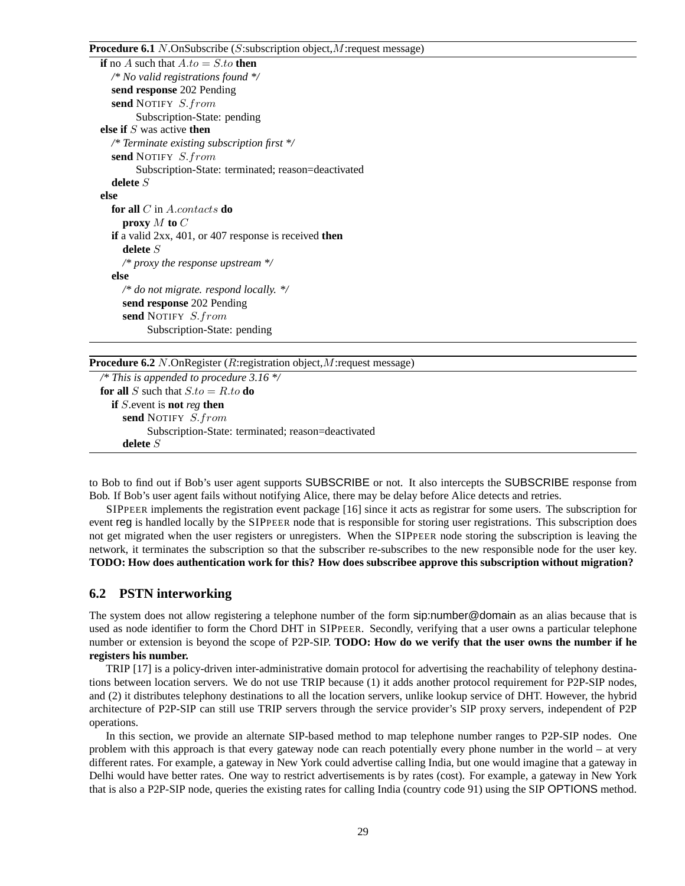**Procedure 6.1** $N$.OnSubscribe ($S$:subscription object,$M$:request message)

```
if no A such that A.to = S.to then
    /* No valid registrations found */
    send response 202 Pending
    send NOTIFY S.from
        Subscription-State: pending
else if S was active then
    /* Terminate existing subscription first */
    send NOTIFY S.from
        Subscription-State: terminated; reason=deactivated
    delete S
else
    for all C in A.contacts do
        proxy M to C
    if a valid 2xx, 401, or 407 response is received then
        delete S
        /* proxy the response upstream */
    else
        /* do not migrate. respond locally. */
        send response 202 Pending
        send NOTIFY S.from
            Subscription-State: pending
```

**Procedure 6.2** $N$.OnRegister ($R$:registration object,$M$:request message)

```
/* This is appended to procedure 3.16 */
for all S such that S.to = R.to do
    if S.event is not reg then
        send NOTIFY S.from
            Subscription-State: terminated; reason=deactivated
        delete S
```

to Bob to find out if Bob's user agent supports SUBSCRIBE or not. It also intercepts the SUBSCRIBE response from Bob. If Bob's user agent fails without notifying Alice, there may be delay before Alice detects and retries.

SIPPEER implements the registration event package [16] since it acts as registrar for some users. The subscription for event reg is handled locally by the SIPPEER node that is responsible for storing user registrations. This subscription does not get migrated when the user registers or unregisters. When the SIPPEER node storing the subscription is leaving the network, it terminates the subscription so that the subscriber re-subscribes to the new responsible node for the user key. **TODO: How does authentication work for this? How does subscribee approve this subscription without migration?**

## 6.2 PSTN interworking

The system does not allow registering a telephone number of the form sip:number@domain as an alias because that is used as node identifier to form the Chord DHT in SIPPEER. Secondly, verifying that a user owns a particular telephone number or extension is beyond the scope of P2P-SIP. **TODO: How do we verify that the user owns the number if he registers his number.**

TRIP [17] is a policy-driven inter-administrative domain protocol for advertising the reachability of telephony destinations between location servers. We do not use TRIP because (1) it adds another protocol requirement for P2P-SIP nodes, and (2) it distributes telephony destinations to all the location servers, unlike lookup service of DHT. However, the hybrid architecture of P2P-SIP can still use TRIP servers through the service provider's SIP proxy servers, independent of P2P operations.

In this section, we provide an alternate SIP-based method to map telephone number ranges to P2P-SIP nodes. One problem with this approach is that every gateway node can reach potentially every phone number in the world – at very different rates. For example, a gateway in New York could advertise calling India, but one would imagine that a gateway in Delhi would have better rates. One way to restrict advertisements is by rates (cost). For example, a gateway in New York that is also a P2P-SIP node, queries the existing rates for calling India (country code 91) using the SIP OPTIONS method.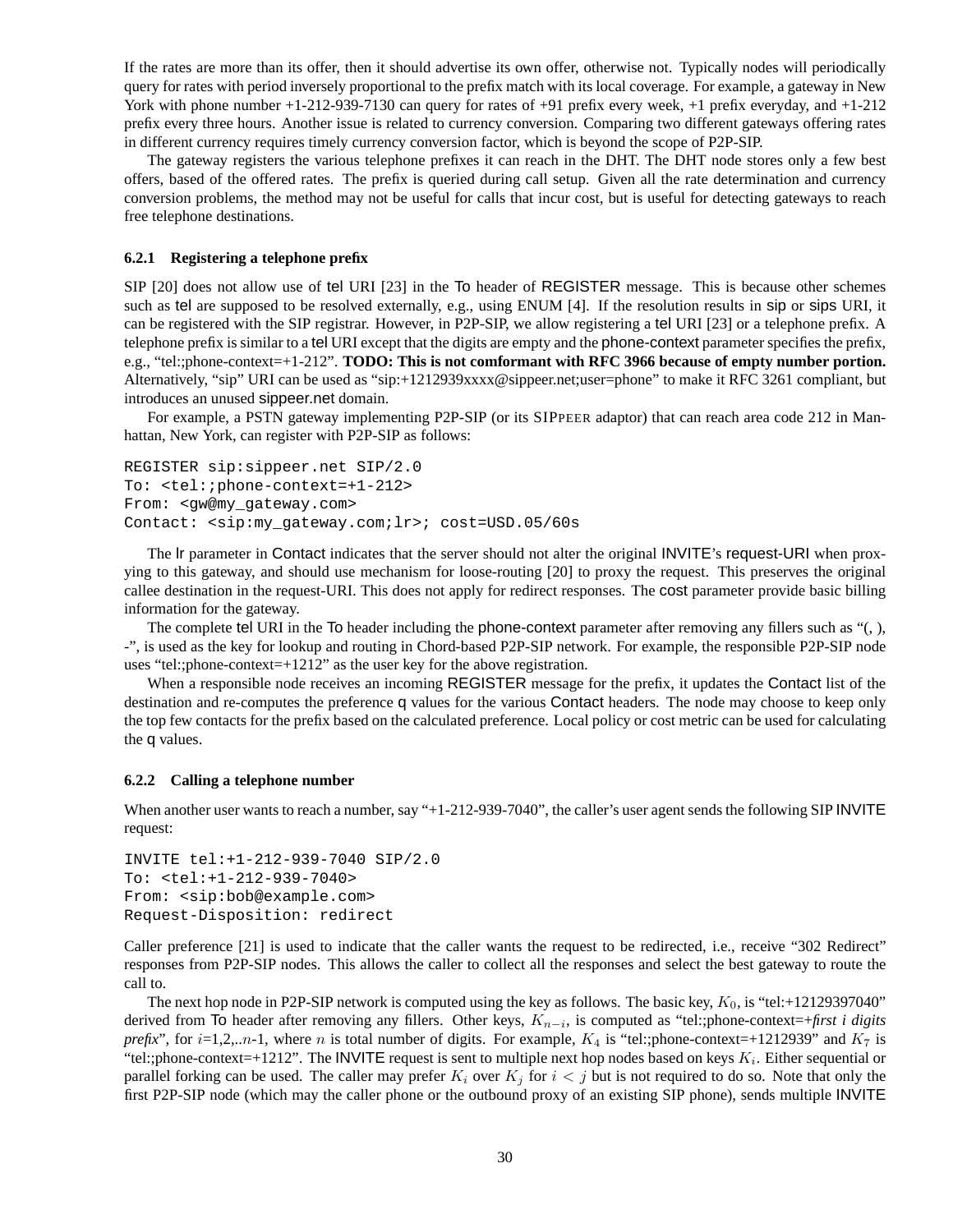If the rates are more than its offer, then it should advertise its own offer, otherwise not. Typically nodes will periodically query for rates with period inversely proportional to the prefix match with its local coverage. For example, a gateway in New York with phone number +1-212-939-7130 can query for rates of +91 prefix every week, +1 prefix everyday, and +1-212 prefix every three hours. Another issue is related to currency conversion. Comparing two different gateways offering rates in different currency requires timely currency conversion factor, which is beyond the scope of P2P-SIP.

The gateway registers the various telephone prefixes it can reach in the DHT. The DHT node stores only a few best offers, based of the offered rates. The prefix is queried during call setup. Given all the rate determination and currency conversion problems, the method may not be useful for calls that incur cost, but is useful for detecting gateways to reach free telephone destinations.

#### 6.2.1 Registering a telephone prefix

SIP [20] does not allow use of tel URI [23] in the To header of REGISTER message. This is because other schemes such as tel are supposed to be resolved externally, e.g., using ENUM [4]. If the resolution results in sip or sips URI, it can be registered with the SIP registrar. However, in P2P-SIP, we allow registering a tel URI [23] or a telephone prefix. A telephone prefix is similar to a tel URI except that the digits are empty and the phone-context parameter specifies the prefix, e.g., "tel:;phone-context=+1-212". **TODO: This is not comformant with RFC 3966 because of empty number portion.** Alternatively, "sip" URI can be used as "sip:+1212939xxxx@sippeer.net;user=phone" to make it RFC 3261 compliant, but introduces an unused sippeer.net domain.

For example, a PSTN gateway implementing P2P-SIP (or its SIPPEER adaptor) that can reach area code 212 in Manhattan, New York, can register with P2P-SIP as follows:

```
REGISTER sip:sippeer.net SIP/2.0
To: <tel:;phone-context=+1-212>
From: <gw@my_gateway.com>
Contact: <sip:my_gateway.com;lr>; cost=USD.05/60s
```

The lr parameter in Contact indicates that the server should not alter the original INVITE's request-URI when proxying to this gateway, and should use mechanism for loose-routing [20] to proxy the request. This preserves the original callee destination in the request-URI. This does not apply for redirect responses. The cost parameter provide basic billing information for the gateway.

The complete tel URI in the To header including the phone-context parameter after removing any fillers such as "(, ), -", is used as the key for lookup and routing in Chord-based P2P-SIP network. For example, the responsible P2P-SIP node uses "tel:;phone-context=+1212" as the user key for the above registration.

When a responsible node receives an incoming REGISTER message for the prefix, it updates the Contact list of the destination and re-computes the preference q values for the various Contact headers. The node may choose to keep only the top few contacts for the prefix based on the calculated preference. Local policy or cost metric can be used for calculating the q values.

#### 6.2.2 Calling a telephone number

When another user wants to reach a number, say "+1-212-939-7040", the caller's user agent sends the following SIP INVITE request:

```
INVITE tel:+1-212-939-7040 SIP/2.0
To: <tel:+1-212-939-7040>
From: <sip:bob@example.com>
Request-Disposition: redirect
```

Caller preference [21] is used to indicate that the caller wants the request to be redirected, i.e., receive "302 Redirect" responses from P2P-SIP nodes. This allows the caller to collect all the responses and select the best gateway to route the call to.

The next hop node in P2P-SIP network is computed using the key as follows. The basic key, $K_0$, is "tel:+12129397040" derived from To header after removing any fillers. Other keys, $K_{n-i}$, is computed as "tel:;phone-context=+*first i digits prefix*", for $i$=1,2,..$n$-1, where $n$ is total number of digits. For example, $K_4$ is "tel:;phone-context=+1212939" and $K_7$ is "tel:;phone-context=+1212". The INVITE request is sent to multiple next hop nodes based on keys $K_i$. Either sequential or parallel forking can be used. The caller may prefer $K_i$ over $K_j$ for $i < j$ but is not required to do so. Note that only the first P2P-SIP node (which may the caller phone or the outbound proxy of an existing SIP phone), sends multiple INVITE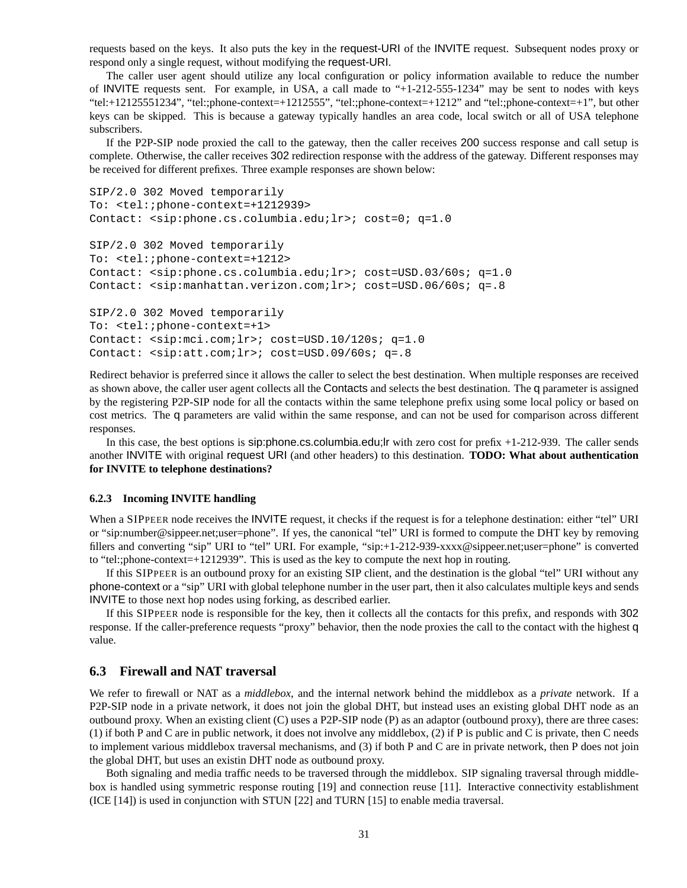requests based on the keys. It also puts the key in the request-URI of the INVITE request. Subsequent nodes proxy or respond only a single request, without modifying the request-URI.

The caller user agent should utilize any local configuration or policy information available to reduce the number of INVITE requests sent. For example, in USA, a call made to "+1-212-555-1234" may be sent to nodes with keys "tel:+12125551234", "tel:;phone-context=+1212555", "tel:;phone-context=+1212" and "tel:;phone-context=+1", but other keys can be skipped. This is because a gateway typically handles an area code, local switch or all of USA telephone subscribers.

If the P2P-SIP node proxied the call to the gateway, then the caller receives 200 success response and call setup is complete. Otherwise, the caller receives 302 redirection response with the address of the gateway. Different responses may be received for different prefixes. Three example responses are shown below:

```
SIP/2.0 302 Moved temporarily
To: <tel:;phone-context=+1212939>
Contact: <sip:phone.cs.columbia.edu;lr>; cost=0; q=1.0

SIP/2.0 302 Moved temporarily
To: <tel:;phone-context=+1212>
Contact: <sip:phone.cs.columbia.edu;lr>; cost=USD.03/60s; q=1.0
Contact: <sip:manhattan.verizon.com;lr>; cost=USD.06/60s; q=.8

SIP/2.0 302 Moved temporarily
To: <tel:;phone-context=+1>
Contact: <sip:mci.com;lr>; cost=USD.10/120s; q=1.0
Contact: <sip:att.com;lr>; cost=USD.09/60s; q=.8
```

Redirect behavior is preferred since it allows the caller to select the best destination. When multiple responses are received as shown above, the caller user agent collects all the Contacts and selects the best destination. The q parameter is assigned by the registering P2P-SIP node for all the contacts within the same telephone prefix using some local policy or based on cost metrics. The q parameters are valid within the same response, and can not be used for comparison across different responses.

In this case, the best options is sip:phone.cs.columbia.edu;lr with zero cost for prefix +1-212-939. The caller sends another INVITE with original request URI (and other headers) to this destination. **TODO: What about authentication for INVITE to telephone destinations?**

#### 6.2.3 Incoming INVITE handling

When a SIPPEER node receives the INVITE request, it checks if the request is for a telephone destination: either "tel" URI or "sip:number@sippeer.net;user=phone". If yes, the canonical "tel" URI is formed to compute the DHT key by removing fillers and converting "sip" URI to "tel" URI. For example, "sip:+1-212-939-xxxx@sippeer.net;user=phone" is converted to "tel:;phone-context=+1212939". This is used as the key to compute the next hop in routing.

If this SIPPEER is an outbound proxy for an existing SIP client, and the destination is the global "tel" URI without any phone-context or a "sip" URI with global telephone number in the user part, then it also calculates multiple keys and sends INVITE to those next hop nodes using forking, as described earlier.

If this SIPPEER node is responsible for the key, then it collects all the contacts for this prefix, and responds with 302 response. If the caller-preference requests "proxy" behavior, then the node proxies the call to the contact with the highest q value.

### 6.3 Firewall and NAT traversal

We refer to firewall or NAT as a *middlebox*, and the internal network behind the middlebox as a *private* network. If a P2P-SIP node in a private network, it does not join the global DHT, but instead uses an existing global DHT node as an outbound proxy. When an existing client (C) uses a P2P-SIP node (P) as an adaptor (outbound proxy), there are three cases: (1) if both P and C are in public network, it does not involve any middlebox, (2) if P is public and C is private, then C needs to implement various middlebox traversal mechanisms, and (3) if both P and C are in private network, then P does not join the global DHT, but uses an existin DHT node as outbound proxy.

Both signaling and media traffic needs to be traversed through the middlebox. SIP signaling traversal through middlebox is handled using symmetric response routing [19] and connection reuse [11]. Interactive connectivity establishment (ICE [14]) is used in conjunction with STUN [22] and TURN [15] to enable media traversal.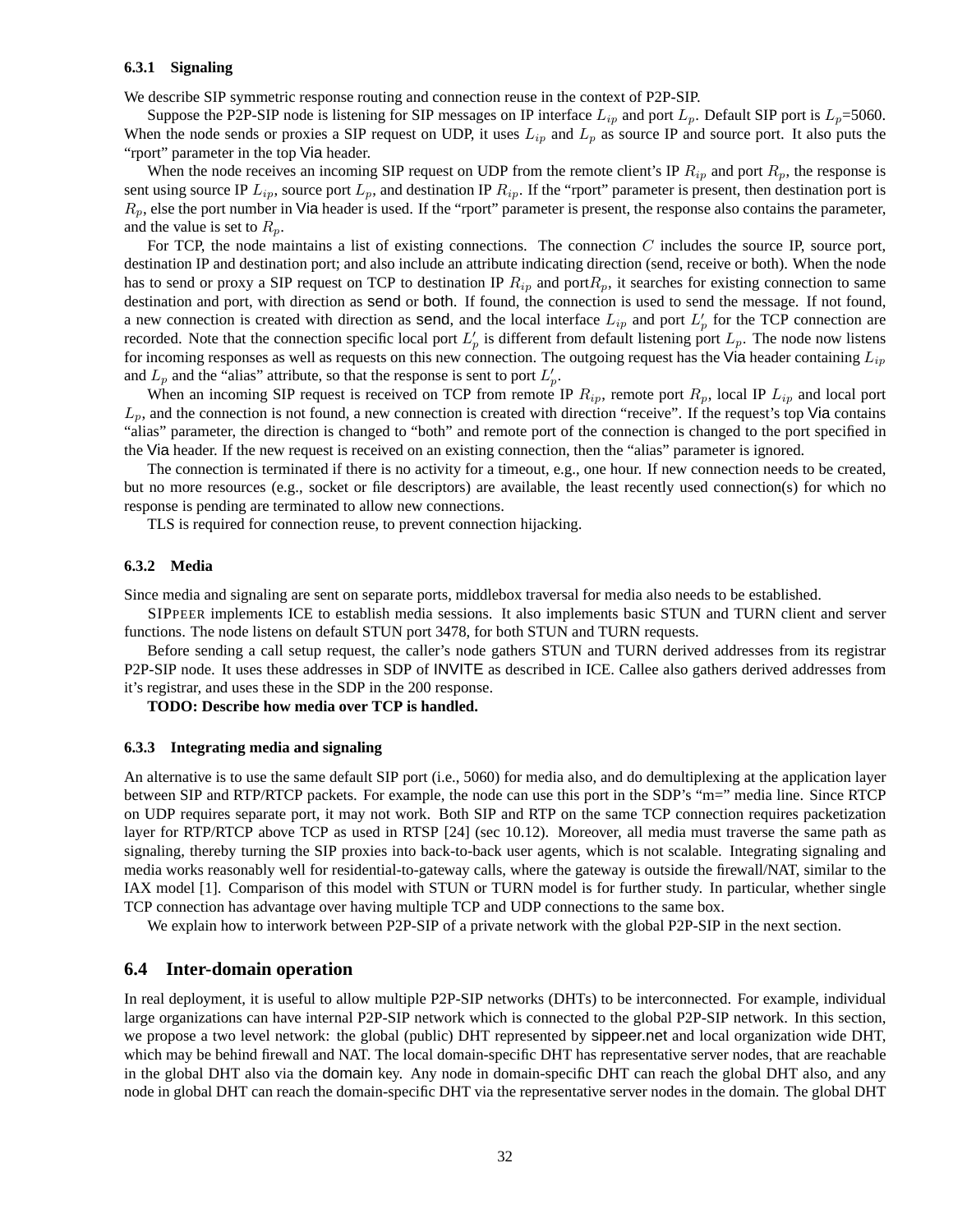#### 6.3.1 Signaling

We describe SIP symmetric response routing and connection reuse in the context of P2P-SIP.

Suppose the P2P-SIP node is listening for SIP messages on IP interface $L_{ip}$ and port $L_p$. Default SIP port is $L_p$=5060. When the node sends or proxies a SIP request on UDP, it uses $L_{ip}$ and $L_p$ as source IP and source port. It also puts the "rport" parameter in the top Via header.

When the node receives an incoming SIP request on UDP from the remote client's IP $R_{ip}$ and port $R_p$, the response is sent using source IP $L_{ip}$, source port $L_p$, and destination IP $R_{ip}$. If the "rport" parameter is present, then destination port is $R_p$, else the port number in Via header is used. If the "rport" parameter is present, the response also contains the parameter, and the value is set to $R_p$.

For TCP, the node maintains a list of existing connections. The connection $C$ includes the source IP, source port, destination IP and destination port; and also include an attribute indicating direction (send, receive or both). When the node has to send or proxy a SIP request on TCP to destination IP $R_{ip}$ and port$R_p$, it searches for existing connection to same destination and port, with direction as send or both. If found, the connection is used to send the message. If not found, a new connection is created with direction as send, and the local interface $L_{ip}$ and port $L'_p$ for the TCP connection are recorded. Note that the connection specific local port $L'_p$ is different from default listening port $L_p$. The node now listens for incoming responses as well as requests on this new connection. The outgoing request has the Via header containing $L_{ip}$ and $L_p$ and the "alias" attribute, so that the response is sent to port $L'_p$.

When an incoming SIP request is received on TCP from remote IP $R_{ip}$, remote port $R_p$, local IP $L_{ip}$ and local port $L_p$, and the connection is not found, a new connection is created with direction "receive". If the request's top Via contains "alias" parameter, the direction is changed to "both" and remote port of the connection is changed to the port specified in the Via header. If the new request is received on an existing connection, then the "alias" parameter is ignored.

The connection is terminated if there is no activity for a timeout, e.g., one hour. If new connection needs to be created, but no more resources (e.g., socket or file descriptors) are available, the least recently used connection(s) for which no response is pending are terminated to allow new connections.

TLS is required for connection reuse, to prevent connection hijacking.

#### 6.3.2 Media

Since media and signaling are sent on separate ports, middlebox traversal for media also needs to be established.

SIPPEER implements ICE to establish media sessions. It also implements basic STUN and TURN client and server functions. The node listens on default STUN port 3478, for both STUN and TURN requests.

Before sending a call setup request, the caller's node gathers STUN and TURN derived addresses from its registrar P2P-SIP node. It uses these addresses in SDP of INVITE as described in ICE. Callee also gathers derived addresses from it's registrar, and uses these in the SDP in the 200 response.

**TODO: Describe how media over TCP is handled.**

#### 6.3.3 Integrating media and signaling

An alternative is to use the same default SIP port (i.e., 5060) for media also, and do demultiplexing at the application layer between SIP and RTP/RTCP packets. For example, the node can use this port in the SDP's "m=" media line. Since RTCP on UDP requires separate port, it may not work. Both SIP and RTP on the same TCP connection requires packetization layer for RTP/RTCP above TCP as used in RTSP [24] (sec 10.12). Moreover, all media must traverse the same path as signaling, thereby turning the SIP proxies into back-to-back user agents, which is not scalable. Integrating signaling and media works reasonably well for residential-to-gateway calls, where the gateway is outside the firewall/NAT, similar to the IAX model [1]. Comparison of this model with STUN or TURN model is for further study. In particular, whether single TCP connection has advantage over having multiple TCP and UDP connections to the same box.

We explain how to interwork between P2P-SIP of a private network with the global P2P-SIP in the next section.

### 6.4 Inter-domain operation

In real deployment, it is useful to allow multiple P2P-SIP networks (DHTs) to be interconnected. For example, individual large organizations can have internal P2P-SIP network which is connected to the global P2P-SIP network. In this section, we propose a two level network: the global (public) DHT represented by sippeer.net and local organization wide DHT, which may be behind firewall and NAT. The local domain-specific DHT has representative server nodes, that are reachable in the global DHT also via the domain key. Any node in domain-specific DHT can reach the global DHT also, and any node in global DHT can reach the domain-specific DHT via the representative server nodes in the domain. The global DHT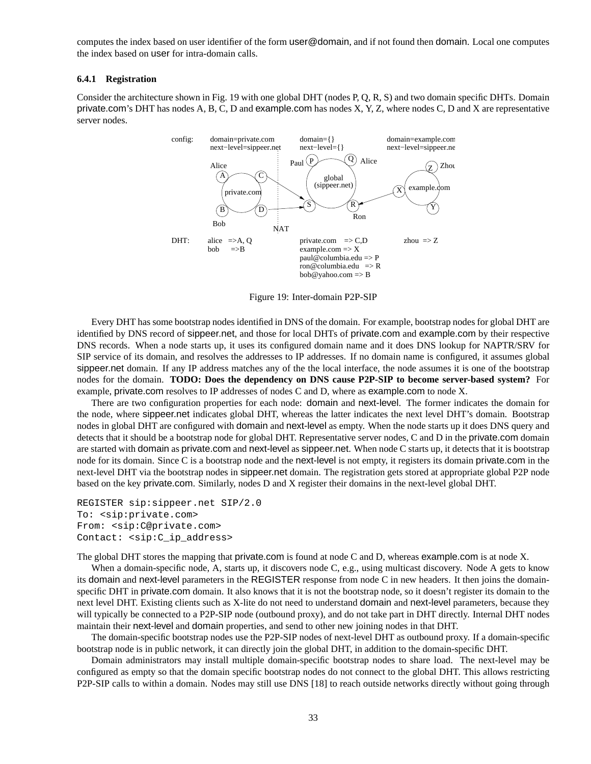computes the index based on user identifier of the form user@domain, and if not found then domain. Local one computes the index based on user for intra-domain calls.

### 6.4.1 Registration

Consider the architecture shown in Fig. 19 with one global DHT (nodes P, Q, R, S) and two domain specific DHTs. Domain private.com's DHT has nodes A, B, C, D and example.com has nodes X, Y, Z, where nodes C, D and X are representative server nodes.

Figure 19: Inter-domain P2P-SIP

Every DHT has some bootstrap nodes identified in DNS of the domain. For example, bootstrap nodes for global DHT are identified by DNS record of sippeer.net, and those for local DHTs of private.com and example.com by their respective DNS records. When a node starts up, it uses its configured domain name and it does DNS lookup for NAPTR/SRV for SIP service of its domain, and resolves the addresses to IP addresses. If no domain name is configured, it assumes global sippeer.net domain. If any IP address matches any of the the local interface, the node assumes it is one of the bootstrap nodes for the domain. **TODO: Does the dependency on DNS cause P2P-SIP to become server-based system?** For example, private.com resolves to IP addresses of nodes C and D, where as example.com to node X.

There are two configuration properties for each node: domain and next-level. The former indicates the domain for the node, where sippeer.net indicates global DHT, whereas the latter indicates the next level DHT's domain. Bootstrap nodes in global DHT are configured with domain and next-level as empty. When the node starts up it does DNS query and detects that it should be a bootstrap node for global DHT. Representative server nodes, C and D in the private.com domain are started with domain as private.com and next-level as sippeer.net. When node C starts up, it detects that it is bootstrap node for its domain. Since C is a bootstrap node and the next-level is not empty, it registers its domain private.com in the next-level DHT via the bootstrap nodes in sippeer.net domain. The registration gets stored at appropriate global P2P node based on the key private.com. Similarly, nodes D and X register their domains in the next-level global DHT.

```
REGISTER sip:sippeer.net SIP/2.0
To: <sip:private.com>
From: <sip:C@private.com>
Contact: <sip:C_ip_address>
```

The global DHT stores the mapping that private.com is found at node C and D, whereas example.com is at node X.

When a domain-specific node, A, starts up, it discovers node C, e.g., using multicast discovery. Node A gets to know its domain and next-level parameters in the REGISTER response from node C in new headers. It then joins the domain-specific DHT in private.com domain. It also knows that it is not the bootstrap node, so it doesn't register its domain to the next level DHT. Existing clients such as X-lite do not need to understand domain and next-level parameters, because they will typically be connected to a P2P-SIP node (outbound proxy), and do not take part in DHT directly. Internal DHT nodes maintain their next-level and domain properties, and send to other new joining nodes in that DHT.

The domain-specific bootstrap nodes use the P2P-SIP nodes of next-level DHT as outbound proxy. If a domain-specific bootstrap node is in public network, it can directly join the global DHT, in addition to the domain-specific DHT.

Domain administrators may install multiple domain-specific bootstrap nodes to share load. The next-level may be configured as empty so that the domain specific bootstrap nodes do not connect to the global DHT. This allows restricting P2P-SIP calls to within a domain. Nodes may still use DNS [18] to reach outside networks directly without going through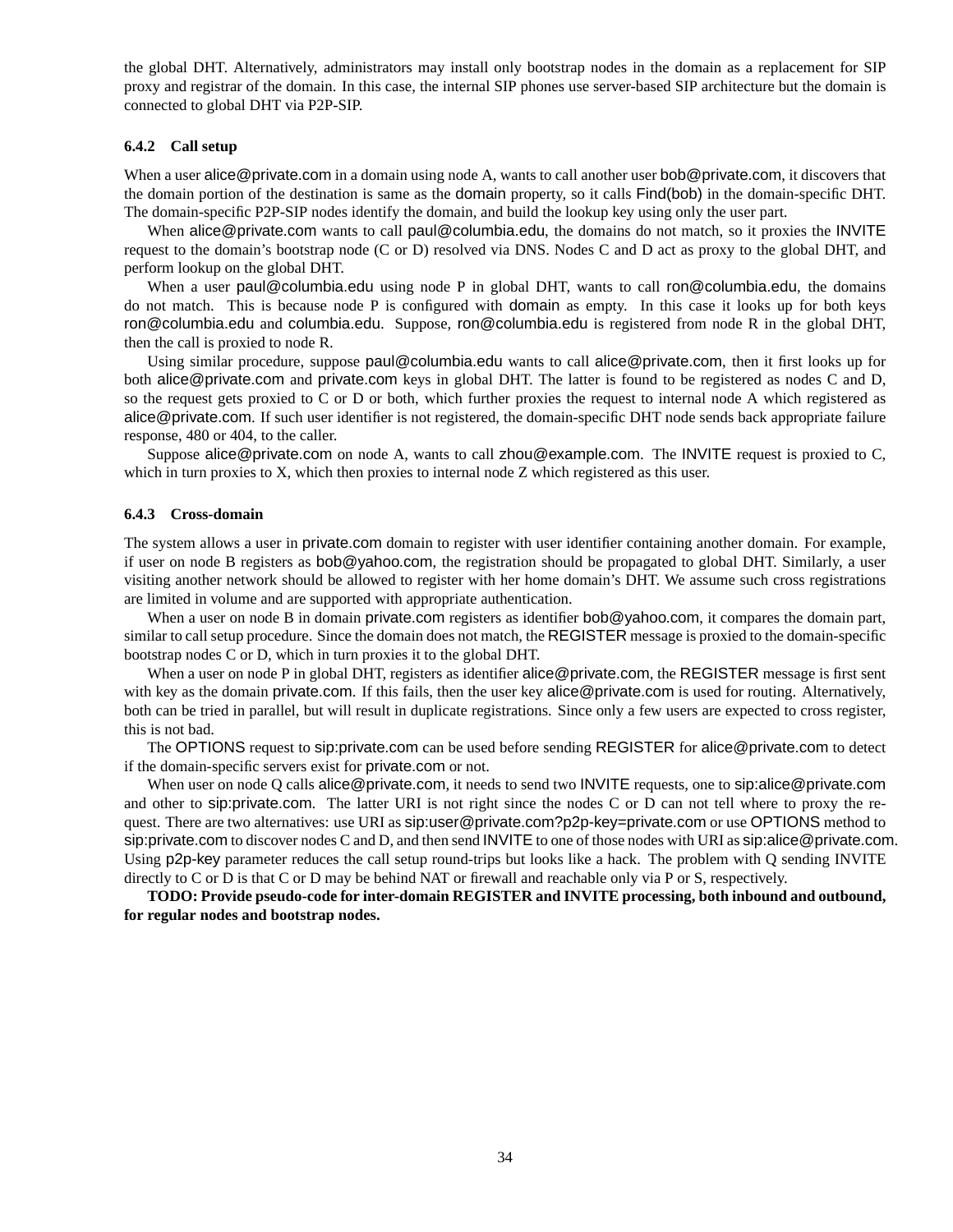the global DHT. Alternatively, administrators may install only bootstrap nodes in the domain as a replacement for SIP proxy and registrar of the domain. In this case, the internal SIP phones use server-based SIP architecture but the domain is connected to global DHT via P2P-SIP.

### 6.4.2 Call setup

When a user alice@private.com in a domain using node A, wants to call another user bob@private.com, it discovers that the domain portion of the destination is same as the domain property, so it calls Find(bob) in the domain-specific DHT. The domain-specific P2P-SIP nodes identify the domain, and build the lookup key using only the user part.

When alice@private.com wants to call paul@columbia.edu, the domains do not match, so it proxies the INVITE request to the domain's bootstrap node (C or D) resolved via DNS. Nodes C and D act as proxy to the global DHT, and perform lookup on the global DHT.

When a user paul@columbia.edu using node P in global DHT, wants to call ron@columbia.edu, the domains do not match. This is because node P is configured with domain as empty. In this case it looks up for both keys ron@columbia.edu and columbia.edu. Suppose, ron@columbia.edu is registered from node R in the global DHT, then the call is proxied to node R.

Using similar procedure, suppose paul@columbia.edu wants to call alice@private.com, then it first looks up for both alice@private.com and private.com keys in global DHT. The latter is found to be registered as nodes C and D, so the request gets proxied to C or D or both, which further proxies the request to internal node A which registered as alice@private.com. If such user identifier is not registered, the domain-specific DHT node sends back appropriate failure response, 480 or 404, to the caller.

Suppose alice@private.com on node A, wants to call zhou@example.com. The INVITE request is proxied to C, which in turn proxies to X, which then proxies to internal node Z which registered as this user.

### 6.4.3 Cross-domain

The system allows a user in private.com domain to register with user identifier containing another domain. For example, if user on node B registers as bob@yahoo.com, the registration should be propagated to global DHT. Similarly, a user visiting another network should be allowed to register with her home domain's DHT. We assume such cross registrations are limited in volume and are supported with appropriate authentication.

When a user on node B in domain private.com registers as identifier bob@yahoo.com, it compares the domain part, similar to call setup procedure. Since the domain does not match, the REGISTER message is proxied to the domain-specific bootstrap nodes C or D, which in turn proxies it to the global DHT.

When a user on node P in global DHT, registers as identifier alice@private.com, the REGISTER message is first sent with key as the domain private.com. If this fails, then the user key alice@private.com is used for routing. Alternatively, both can be tried in parallel, but will result in duplicate registrations. Since only a few users are expected to cross register, this is not bad.

The OPTIONS request to sip:private.com can be used before sending REGISTER for alice@private.com to detect if the domain-specific servers exist for private.com or not.

When user on node Q calls alice@private.com, it needs to send two INVITE requests, one to sip:alice@private.com and other to sip:private.com. The latter URI is not right since the nodes C or D can not tell where to proxy the request. There are two alternatives: use URI as sip:user@private.com?p2p-key=private.com or use OPTIONS method to sip:private.com to discover nodes C and D, and then send INVITE to one of those nodes with URI as sip:alice@private.com. Using p2p-key parameter reduces the call setup round-trips but looks like a hack. The problem with Q sending INVITE directly to C or D is that C or D may be behind NAT or firewall and reachable only via P or S, respectively.

**TODO: Provide pseudo-code for inter-domain REGISTER and INVITE processing, both inbound and outbound, for regular nodes and bootstrap nodes.**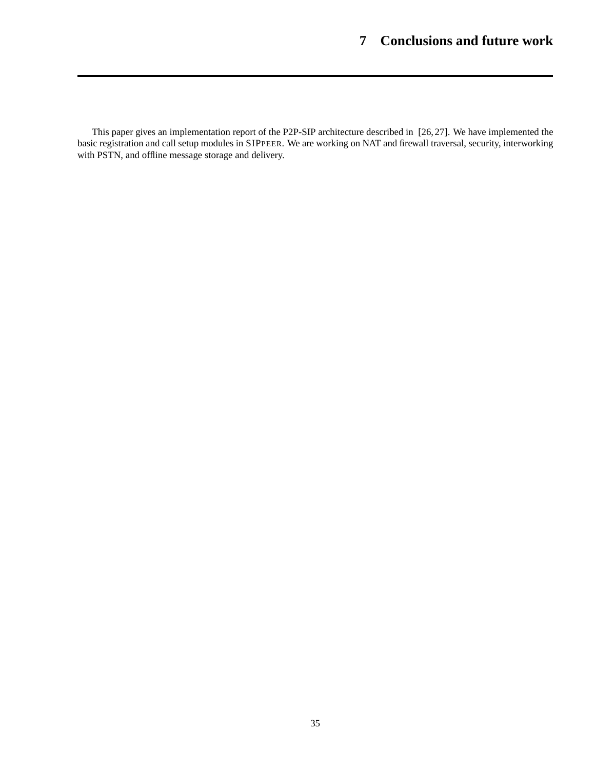# 7 Conclusions and future work

This paper gives an implementation report of the P2P-SIP architecture described in [26, 27]. We have implemented the basic registration and call setup modules in SIPPEER. We are working on NAT and firewall traversal, security, interworking with PSTN, and offline message storage and delivery.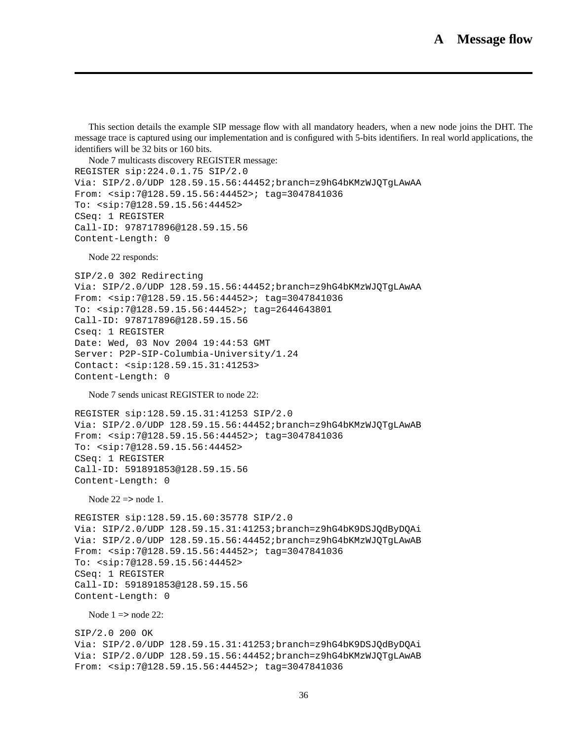# A Message flow

This section details the example SIP message flow with all mandatory headers, when a new node joins the DHT. The message trace is captured using our implementation and is configured with 5-bits identifiers. In real world applications, the identifiers will be 32 bits or 160 bits.

Node 7 multicasts discovery REGISTER message:

```
REGISTER sip:224.0.1.75 SIP/2.0
Via: SIP/2.0/UDP 128.59.15.56:44452;branch=z9hG4bKMzWJQTgLAwAA
From: <sip:7@128.59.15.56:44452>; tag=3047841036
To: <sip:7@128.59.15.56:44452>
CSeq: 1 REGISTER
Call-ID: 978717896@128.59.15.56
Content-Length: 0
```

Node 22 responds:

```
SIP/2.0 302 Redirecting
Via: SIP/2.0/UDP 128.59.15.56:44452;branch=z9hG4bKMzWJQTgLAwAA
From: <sip:7@128.59.15.56:44452>; tag=3047841036
To: <sip:7@128.59.15.56:44452>; tag=2644643801
Call-ID: 978717896@128.59.15.56
Cseq: 1 REGISTER
Date: Wed, 03 Nov 2004 19:44:53 GMT
Server: P2P-SIP-Columbia-University/1.24
Contact: <sip:128.59.15.31:41253>
Content-Length: 0
```

Node 7 sends unicast REGISTER to node 22:

```
REGISTER sip:128.59.15.31:41253 SIP/2.0
Via: SIP/2.0/UDP 128.59.15.56:44452;branch=z9hG4bKMzWJQTgLAwAB
From: <sip:7@128.59.15.56:44452>; tag=3047841036
To: <sip:7@128.59.15.56:44452>
CSeq: 1 REGISTER
Call-ID: 591891853@128.59.15.56
Content-Length: 0
```

Node 22 => node 1.

```
REGISTER sip:128.59.15.60:35778 SIP/2.0
Via: SIP/2.0/UDP 128.59.15.31:41253;branch=z9hG4bK9DSJQdByDQAi
Via: SIP/2.0/UDP 128.59.15.56:44452;branch=z9hG4bKMzWJQTgLAwAB
From: <sip:7@128.59.15.56:44452>; tag=3047841036
To: <sip:7@128.59.15.56:44452>
CSeq: 1 REGISTER
Call-ID: 591891853@128.59.15.56
Content-Length: 0
```

Node 1 => node 22:

```
SIP/2.0 200 OK
Via: SIP/2.0/UDP 128.59.15.31:41253;branch=z9hG4bK9DSJQdByDQAi
Via: SIP/2.0/UDP 128.59.15.56:44452;branch=z9hG4bKMzWJQTgLAwAB
From: <sip:7@128.59.15.56:44452>; tag=3047841036
```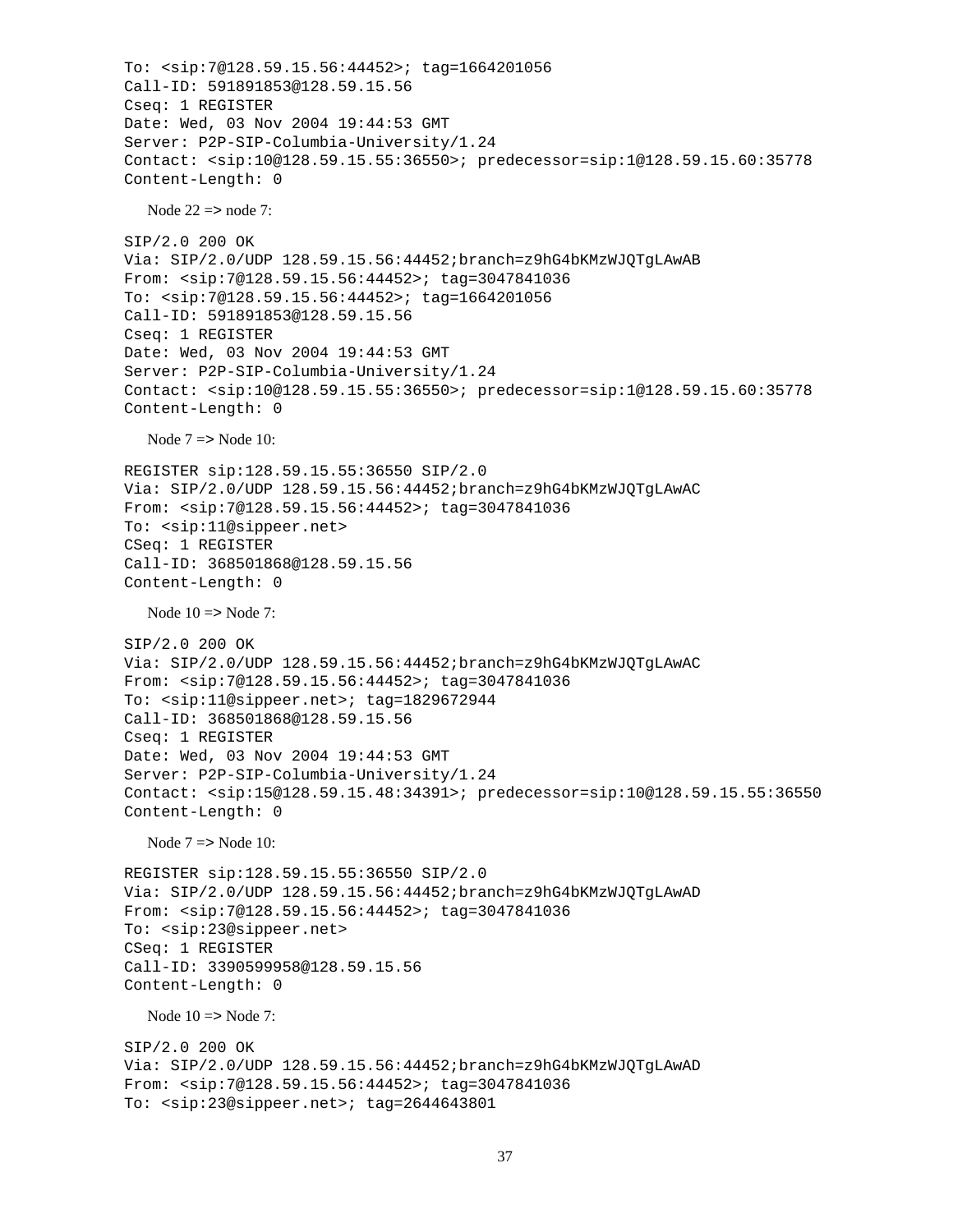```
To: <sip:7@128.59.15.56:44452>; tag=1664201056
Call-ID: 591891853@128.59.15.56
Cseq: 1 REGISTER
Date: Wed, 03 Nov 2004 19:44:53 GMT
Server: P2P-SIP-Columbia-University/1.24
Contact: <sip:10@128.59.15.55:36550>; predecessor=sip:1@128.59.15.60:35778
Content-Length: 0
```

Node 22 => node 7:

```
SIP/2.0 200 OK
Via: SIP/2.0/UDP 128.59.15.56:44452;branch=z9hG4bKMzWJQTgLAwAB
From: <sip:7@128.59.15.56:44452>; tag=3047841036
To: <sip:7@128.59.15.56:44452>; tag=1664201056
Call-ID: 591891853@128.59.15.56
Cseq: 1 REGISTER
Date: Wed, 03 Nov 2004 19:44:53 GMT
Server: P2P-SIP-Columbia-University/1.24
Contact: <sip:10@128.59.15.55:36550>; predecessor=sip:1@128.59.15.60:35778
Content-Length: 0
```

Node 7 => Node 10:

```
REGISTER sip:128.59.15.55:36550 SIP/2.0
Via: SIP/2.0/UDP 128.59.15.56:44452;branch=z9hG4bKMzWJQTgLAwAC
From: <sip:7@128.59.15.56:44452>; tag=3047841036
To: <sip:11@sippeer.net>
CSeq: 1 REGISTER
Call-ID: 368501868@128.59.15.56
Content-Length: 0
```

Node 10 => Node 7:

```
SIP/2.0 200 OK
Via: SIP/2.0/UDP 128.59.15.56:44452;branch=z9hG4bKMzWJQTgLAwAC
From: <sip:7@128.59.15.56:44452>; tag=3047841036
To: <sip:11@sippeer.net>; tag=1829672944
Call-ID: 368501868@128.59.15.56
Cseq: 1 REGISTER
Date: Wed, 03 Nov 2004 19:44:53 GMT
Server: P2P-SIP-Columbia-University/1.24
Contact: <sip:15@128.59.15.48:34391>; predecessor=sip:10@128.59.15.55:36550
Content-Length: 0
```

Node 7 => Node 10:

```
REGISTER sip:128.59.15.55:36550 SIP/2.0
Via: SIP/2.0/UDP 128.59.15.56:44452;branch=z9hG4bKMzWJQTgLAwAD
From: <sip:7@128.59.15.56:44452>; tag=3047841036
To: <sip:23@sippeer.net>
CSeq: 1 REGISTER
Call-ID: 3390599958@128.59.15.56
Content-Length: 0
```

Node 10 => Node 7:

```
SIP/2.0 200 OK
Via: SIP/2.0/UDP 128.59.15.56:44452;branch=z9hG4bKMzWJQTgLAwAD
From: <sip:7@128.59.15.56:44452>; tag=3047841036
To: <sip:23@sippeer.net>; tag=2644643801
```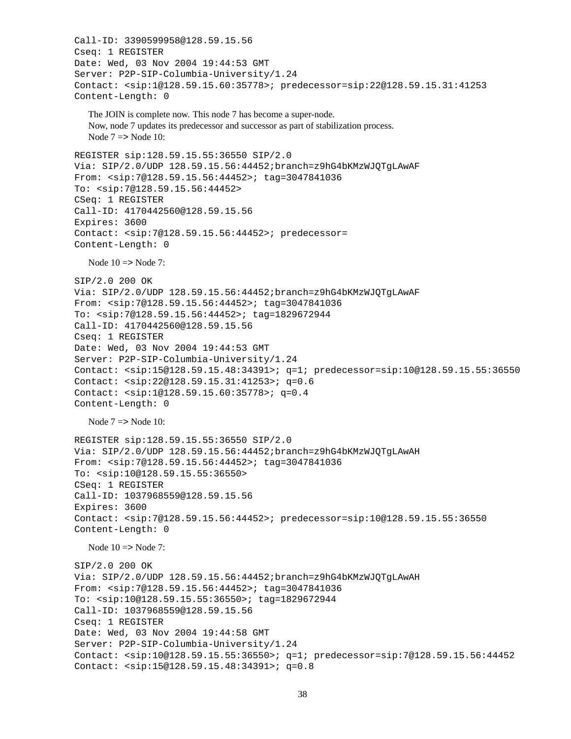```
Call-ID: 3390599958@128.59.15.56
Cseq: 1 REGISTER
Date: Wed, 03 Nov 2004 19:44:53 GMT
Server: P2P-SIP-Columbia-University/1.24
Contact: <sip:1@128.59.15.60:35778>; predecessor=sip:22@128.59.15.31:41253
Content-Length: 0
```

The JOIN is complete now. This node 7 has become a super-node.
Now, node 7 updates its predecessor and successor as part of stabilization process.
Node 7 => Node 10:

```
REGISTER sip:128.59.15.55:36550 SIP/2.0
Via: SIP/2.0/UDP 128.59.15.56:44452;branch=z9hG4bKMzWJQTgLAwAF
From: <sip:7@128.59.15.56:44452>; tag=3047841036
To: <sip:7@128.59.15.56:44452>
CSeq: 1 REGISTER
Call-ID: 4170442560@128.59.15.56
Expires: 3600
Contact: <sip:7@128.59.15.56:44452>; predecessor=
Content-Length: 0
```

Node 10 => Node 7:

```
SIP/2.0 200 OK
Via: SIP/2.0/UDP 128.59.15.56:44452;branch=z9hG4bKMzWJQTgLAwAF
From: <sip:7@128.59.15.56:44452>; tag=3047841036
To: <sip:7@128.59.15.56:44452>; tag=1829672944
Call-ID: 4170442560@128.59.15.56
Cseq: 1 REGISTER
Date: Wed, 03 Nov 2004 19:44:53 GMT
Server: P2P-SIP-Columbia-University/1.24
Contact: <sip:15@128.59.15.48:34391>; q=1; predecessor=sip:10@128.59.15.55:36550
Contact: <sip:22@128.59.15.31:41253>; q=0.6
Contact: <sip:1@128.59.15.60:35778>; q=0.4
Content-Length: 0
```

Node 7 => Node 10:

```
REGISTER sip:128.59.15.55:36550 SIP/2.0
Via: SIP/2.0/UDP 128.59.15.56:44452;branch=z9hG4bKMzWJQTgLAwAH
From: <sip:7@128.59.15.56:44452>; tag=3047841036
To: <sip:10@128.59.15.55:36550>
CSeq: 1 REGISTER
Call-ID: 1037968559@128.59.15.56
Expires: 3600
Contact: <sip:7@128.59.15.56:44452>; predecessor=sip:10@128.59.15.55:36550
Content-Length: 0
```

Node 10 => Node 7:

```
SIP/2.0 200 OK
Via: SIP/2.0/UDP 128.59.15.56:44452;branch=z9hG4bKMzWJQTgLAwAH
From: <sip:7@128.59.15.56:44452>; tag=3047841036
To: <sip:10@128.59.15.55:36550>; tag=1829672944
Call-ID: 1037968559@128.59.15.56
Cseq: 1 REGISTER
Date: Wed, 03 Nov 2004 19:44:58 GMT
Server: P2P-SIP-Columbia-University/1.24
Contact: <sip:10@128.59.15.55:36550>; q=1; predecessor=sip:7@128.59.15.56:44452
Contact: <sip:15@128.59.15.48:34391>; q=0.8
```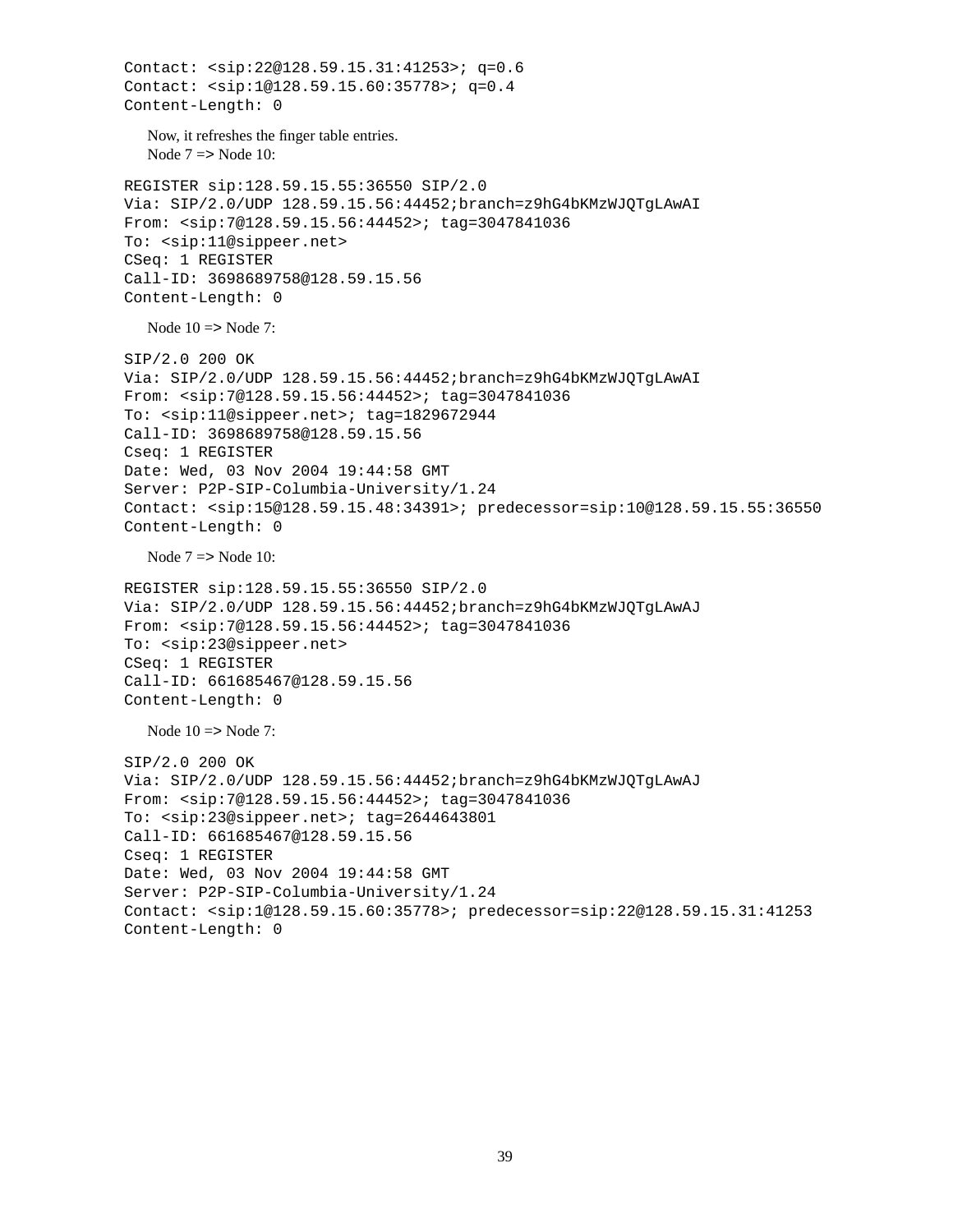```
Contact: <sip:22@128.59.15.31:41253>; q=0.6
Contact: <sip:1@128.59.15.60:35778>; q=0.4
Content-Length: 0
```

Now, it refreshes the finger table entries.
Node 7 => Node 10:

```
REGISTER sip:128.59.15.55:36550 SIP/2.0
Via: SIP/2.0/UDP 128.59.15.56:44452;branch=z9hG4bKMzWJQTgLAwAI
From: <sip:7@128.59.15.56:44452>; tag=3047841036
To: <sip:11@sippeer.net>
CSeq: 1 REGISTER
Call-ID: 3698689758@128.59.15.56
Content-Length: 0
```

Node 10 => Node 7:

```
SIP/2.0 200 OK
Via: SIP/2.0/UDP 128.59.15.56:44452;branch=z9hG4bKMzWJQTgLAwAI
From: <sip:7@128.59.15.56:44452>; tag=3047841036
To: <sip:11@sippeer.net>; tag=1829672944
Call-ID: 3698689758@128.59.15.56
Cseq: 1 REGISTER
Date: Wed, 03 Nov 2004 19:44:58 GMT
Server: P2P-SIP-Columbia-University/1.24
Contact: <sip:15@128.59.15.48:34391>; predecessor=sip:10@128.59.15.55:36550
Content-Length: 0
```

Node 7 => Node 10:

```
REGISTER sip:128.59.15.55:36550 SIP/2.0
Via: SIP/2.0/UDP 128.59.15.56:44452;branch=z9hG4bKMzWJQTgLAwAJ
From: <sip:7@128.59.15.56:44452>; tag=3047841036
To: <sip:23@sippeer.net>
CSeq: 1 REGISTER
Call-ID: 661685467@128.59.15.56
Content-Length: 0
```

Node 10 => Node 7:

```
SIP/2.0 200 OK
Via: SIP/2.0/UDP 128.59.15.56:44452;branch=z9hG4bKMzWJQTgLAwAJ
From: <sip:7@128.59.15.56:44452>; tag=3047841036
To: <sip:23@sippeer.net>; tag=2644643801
Call-ID: 661685467@128.59.15.56
Cseq: 1 REGISTER
Date: Wed, 03 Nov 2004 19:44:58 GMT
Server: P2P-SIP-Columbia-University/1.24
Contact: <sip:1@128.59.15.60:35778>; predecessor=sip:22@128.59.15.31:41253
Content-Length: 0
```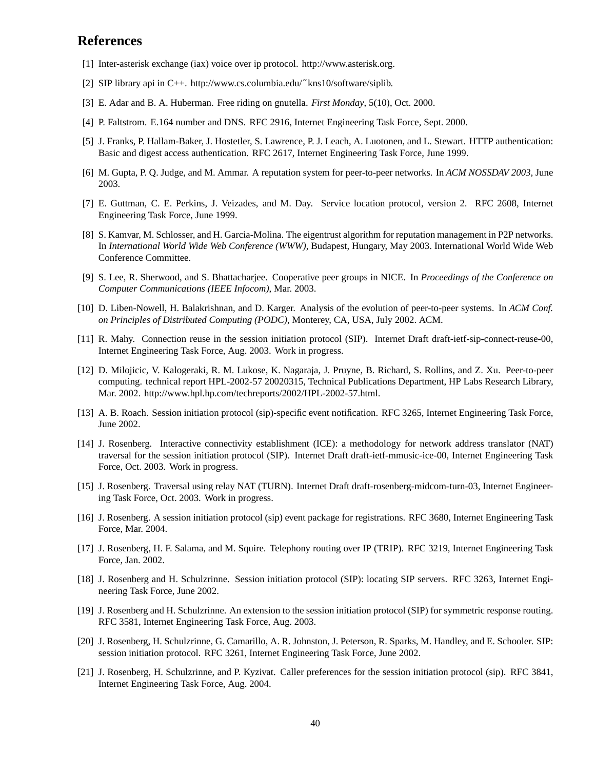## References

[1] Inter-asterisk exchange (iax) voice over ip protocol. http://www.asterisk.org.

[2] SIP library api in C++. http://www.cs.columbia.edu/˜kns10/software/siplib.

[3] E. Adar and B. A. Huberman. Free riding on gnutella. *First Monday*, 5(10), Oct. 2000.

[4] P. Faltstrom. E.164 number and DNS. RFC 2916, Internet Engineering Task Force, Sept. 2000.

[5] J. Franks, P. Hallam-Baker, J. Hostetler, S. Lawrence, P. J. Leach, A. Luotonen, and L. Stewart. HTTP authentication: Basic and digest access authentication. RFC 2617, Internet Engineering Task Force, June 1999.

[6] M. Gupta, P. Q. Judge, and M. Ammar. A reputation system for peer-to-peer networks. In *ACM NOSSDAV 2003*, June 2003.

[7] E. Guttman, C. E. Perkins, J. Veizades, and M. Day. Service location protocol, version 2. RFC 2608, Internet Engineering Task Force, June 1999.

[8] S. Kamvar, M. Schlosser, and H. Garcia-Molina. The eigentrust algorithm for reputation management in P2P networks. In *International World Wide Web Conference (WWW)*, Budapest, Hungary, May 2003. International World Wide Web Conference Committee.

[9] S. Lee, R. Sherwood, and S. Bhattacharjee. Cooperative peer groups in NICE. In *Proceedings of the Conference on Computer Communications (IEEE Infocom)*, Mar. 2003.

[10] D. Liben-Nowell, H. Balakrishnan, and D. Karger. Analysis of the evolution of peer-to-peer systems. In *ACM Conf. on Principles of Distributed Computing (PODC)*, Monterey, CA, USA, July 2002. ACM.

[11] R. Mahy. Connection reuse in the session initiation protocol (SIP). Internet Draft draft-ietf-sip-connect-reuse-00, Internet Engineering Task Force, Aug. 2003. Work in progress.

[12] D. Milojicic, V. Kalogeraki, R. M. Lukose, K. Nagaraja, J. Pruyne, B. Richard, S. Rollins, and Z. Xu. Peer-to-peer computing. technical report HPL-2002-57 20020315, Technical Publications Department, HP Labs Research Library, Mar. 2002. http://www.hpl.hp.com/techreports/2002/HPL-2002-57.html.

[13] A. B. Roach. Session initiation protocol (sip)-specific event notification. RFC 3265, Internet Engineering Task Force, June 2002.

[14] J. Rosenberg. Interactive connectivity establishment (ICE): a methodology for network address translator (NAT) traversal for the session initiation protocol (SIP). Internet Draft draft-ietf-mmusic-ice-00, Internet Engineering Task Force, Oct. 2003. Work in progress.

[15] J. Rosenberg. Traversal using relay NAT (TURN). Internet Draft draft-rosenberg-midcom-turn-03, Internet Engineering Task Force, Oct. 2003. Work in progress.

[16] J. Rosenberg. A session initiation protocol (sip) event package for registrations. RFC 3680, Internet Engineering Task Force, Mar. 2004.

[17] J. Rosenberg, H. F. Salama, and M. Squire. Telephony routing over IP (TRIP). RFC 3219, Internet Engineering Task Force, Jan. 2002.

[18] J. Rosenberg and H. Schulzrinne. Session initiation protocol (SIP): locating SIP servers. RFC 3263, Internet Engineering Task Force, June 2002.

[19] J. Rosenberg and H. Schulzrinne. An extension to the session initiation protocol (SIP) for symmetric response routing. RFC 3581, Internet Engineering Task Force, Aug. 2003.

[20] J. Rosenberg, H. Schulzrinne, G. Camarillo, A. R. Johnston, J. Peterson, R. Sparks, M. Handley, and E. Schooler. SIP: session initiation protocol. RFC 3261, Internet Engineering Task Force, June 2002.

[21] J. Rosenberg, H. Schulzrinne, and P. Kyzivat. Caller preferences for the session initiation protocol (sip). RFC 3841, Internet Engineering Task Force, Aug. 2004.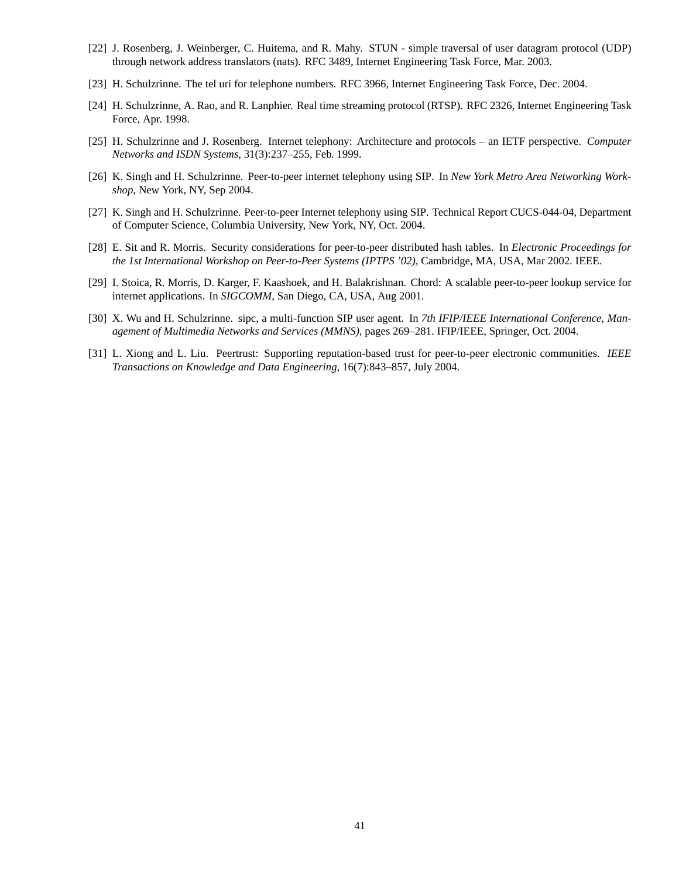[22] J. Rosenberg, J. Weinberger, C. Huitema, and R. Mahy. STUN - simple traversal of user datagram protocol (UDP) through network address translators (nats). RFC 3489, Internet Engineering Task Force, Mar. 2003.

[23] H. Schulzrinne. The tel uri for telephone numbers. RFC 3966, Internet Engineering Task Force, Dec. 2004.

[24] H. Schulzrinne, A. Rao, and R. Lanphier. Real time streaming protocol (RTSP). RFC 2326, Internet Engineering Task Force, Apr. 1998.

[25] H. Schulzrinne and J. Rosenberg. Internet telephony: Architecture and protocols – an IETF perspective. *Computer Networks and ISDN Systems*, 31(3):237–255, Feb. 1999.

[26] K. Singh and H. Schulzrinne. Peer-to-peer internet telephony using SIP. In *New York Metro Area Networking Workshop*, New York, NY, Sep 2004.

[27] K. Singh and H. Schulzrinne. Peer-to-peer Internet telephony using SIP. Technical Report CUCS-044-04, Department of Computer Science, Columbia University, New York, NY, Oct. 2004.

[28] E. Sit and R. Morris. Security considerations for peer-to-peer distributed hash tables. In *Electronic Proceedings for the 1st International Workshop on Peer-to-Peer Systems (IPTPS '02)*, Cambridge, MA, USA, Mar 2002. IEEE.

[29] I. Stoica, R. Morris, D. Karger, F. Kaashoek, and H. Balakrishnan. Chord: A scalable peer-to-peer lookup service for internet applications. In *SIGCOMM*, San Diego, CA, USA, Aug 2001.

[30] X. Wu and H. Schulzrinne. sipc, a multi-function SIP user agent. In *7th IFIP/IEEE International Conference, Management of Multimedia Networks and Services (MMNS)*, pages 269–281. IFIP/IEEE, Springer, Oct. 2004.

[31] L. Xiong and L. Liu. Peertrust: Supporting reputation-based trust for peer-to-peer electronic communities. *IEEE Transactions on Knowledge and Data Engineering*, 16(7):843–857, July 2004.